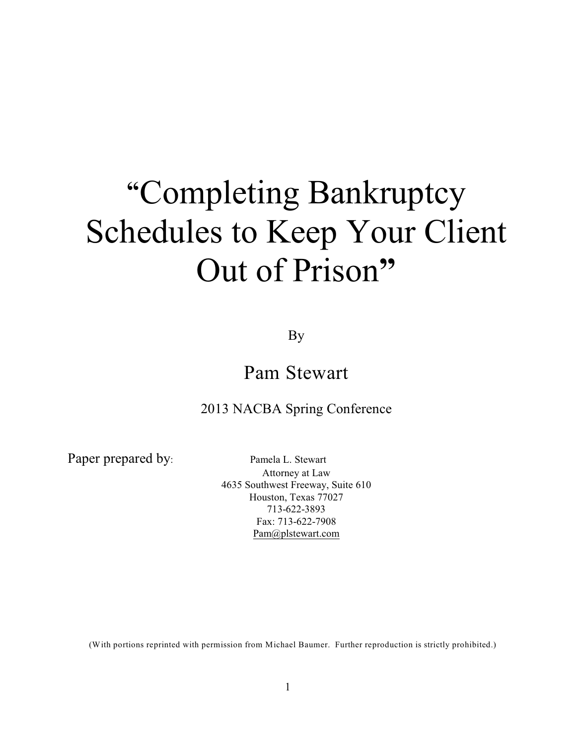# "Completing Bankruptcy Schedules to Keep Your Client Out of Prison"

By

## Pam Stewart

2013 NACBA Spring Conference

Paper prepared by:

Pamela L. Stewart
Attorney at Law
4635 Southwest Freeway, Suite 610
Houston, Texas 77027
713-622-3893
Fax: 713-622-7908
Pam@plstewart.com

(With portions reprinted with permission from Michael Baumer. Further reproduction is strictly prohibited.)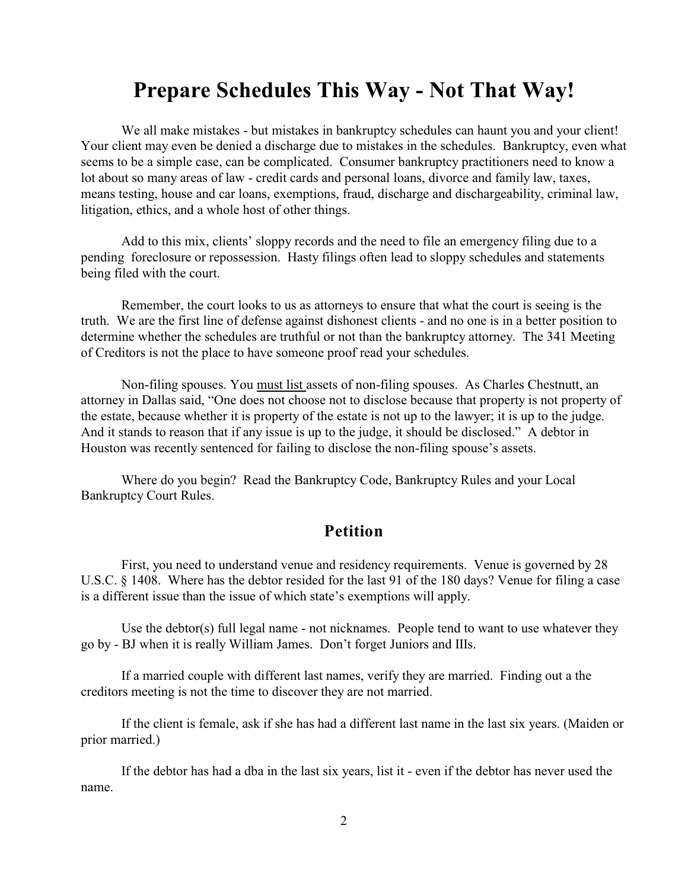# Prepare Schedules This Way - Not That Way!

We all make mistakes - but mistakes in bankruptcy schedules can haunt you and your client! Your client may even be denied a discharge due to mistakes in the schedules. Bankruptcy, even what seems to be a simple case, can be complicated. Consumer bankruptcy practitioners need to know a lot about so many areas of law - credit cards and personal loans, divorce and family law, taxes, means testing, house and car loans, exemptions, fraud, discharge and dischargeability, criminal law, litigation, ethics, and a whole host of other things.

Add to this mix, clients' sloppy records and the need to file an emergency filing due to a pending foreclosure or repossession. Hasty filings often lead to sloppy schedules and statements being filed with the court.

Remember, the court looks to us as attorneys to ensure that what the court is seeing is the truth. We are the first line of defense against dishonest clients - and no one is in a better position to determine whether the schedules are truthful or not than the bankruptcy attorney. The 341 Meeting of Creditors is not the place to have someone proof read your schedules.

Non-filing spouses. You <u>must list</u> assets of non-filing spouses. As Charles Chestnutt, an attorney in Dallas said, "One does not choose not to disclose because that property is not property of the estate, because whether it is property of the estate is not up to the lawyer; it is up to the judge. And it stands to reason that if any issue is up to the judge, it should be disclosed." A debtor in Houston was recently sentenced for failing to disclose the non-filing spouse's assets.

Where do you begin? Read the Bankruptcy Code, Bankruptcy Rules and your Local Bankruptcy Court Rules.

## Petition

First, you need to understand venue and residency requirements. Venue is governed by 28 U.S.C. § 1408. Where has the debtor resided for the last 91 of the 180 days? Venue for filing a case is a different issue than the issue of which state's exemptions will apply.

Use the debtor(s) full legal name - not nicknames. People tend to want to use whatever they go by - BJ when it is really William James. Don't forget Juniors and IIIs.

If a married couple with different last names, verify they are married. Finding out a the creditors meeting is not the time to discover they are not married.

If the client is female, ask if she has had a different last name in the last six years. (Maiden or prior married.)

If the debtor has had a dba in the last six years, list it - even if the debtor has never used the name.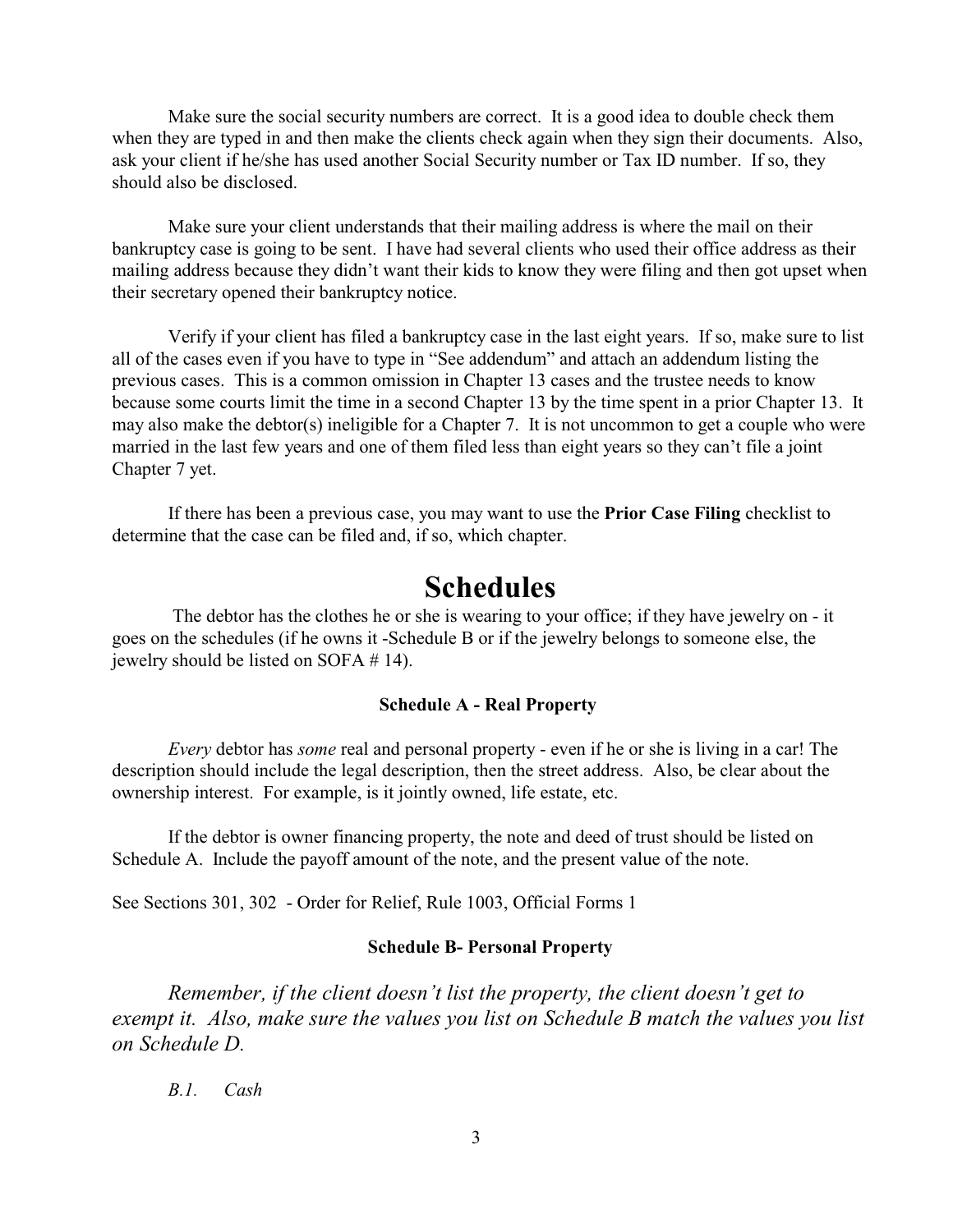Make sure the social security numbers are correct. It is a good idea to double check them when they are typed in and then make the clients check again when they sign their documents. Also, ask your client if he/she has used another Social Security number or Tax ID number. If so, they should also be disclosed.

Make sure your client understands that their mailing address is where the mail on their bankruptcy case is going to be sent. I have had several clients who used their office address as their mailing address because they didn't want their kids to know they were filing and then got upset when their secretary opened their bankruptcy notice.

Verify if your client has filed a bankruptcy case in the last eight years. If so, make sure to list all of the cases even if you have to type in "See addendum" and attach an addendum listing the previous cases. This is a common omission in Chapter 13 cases and the trustee needs to know because some courts limit the time in a second Chapter 13 by the time spent in a prior Chapter 13. It may also make the debtor(s) ineligible for a Chapter 7. It is not uncommon to get a couple who were married in the last few years and one of them filed less than eight years so they can't file a joint Chapter 7 yet.

If there has been a previous case, you may want to use the **Prior Case Filing** checklist to determine that the case can be filed and, if so, which chapter.

# Schedules

The debtor has the clothes he or she is wearing to your office; if they have jewelry on - it goes on the schedules (if he owns it -Schedule B or if the jewelry belongs to someone else, the jewelry should be listed on SOFA # 14).

### Schedule A - Real Property

*Every* debtor has *some* real and personal property - even if he or she is living in a car! The description should include the legal description, then the street address. Also, be clear about the ownership interest. For example, is it jointly owned, life estate, etc.

If the debtor is owner financing property, the note and deed of trust should be listed on Schedule A. Include the payoff amount of the note, and the present value of the note.

See Sections 301, 302 - Order for Relief, Rule 1003, Official Forms 1

### Schedule B- Personal Property

*Remember, if the client doesn't list the property, the client doesn't get to exempt it. Also, make sure the values you list on Schedule B match the values you list on Schedule D.*

*B.1. Cash*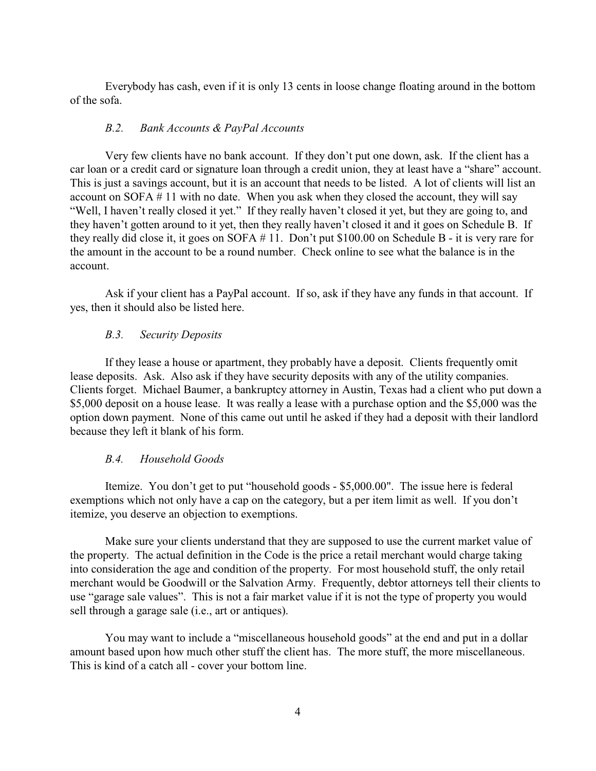Everybody has cash, even if it is only 13 cents in loose change floating around in the bottom of the sofa.

### *B.2. Bank Accounts & PayPal Accounts*

Very few clients have no bank account. If they don't put one down, ask. If the client has a car loan or a credit card or signature loan through a credit union, they at least have a "share" account. This is just a savings account, but it is an account that needs to be listed. A lot of clients will list an account on SOFA # 11 with no date. When you ask when they closed the account, they will say "Well, I haven't really closed it yet." If they really haven't closed it yet, but they are going to, and they haven't gotten around to it yet, then they really haven't closed it and it goes on Schedule B. If they really did close it, it goes on SOFA # 11. Don't put $100.00 on Schedule B - it is very rare for the amount in the account to be a round number. Check online to see what the balance is in the account.

Ask if your client has a PayPal account. If so, ask if they have any funds in that account. If yes, then it should also be listed here.

### *B.3. Security Deposits*

If they lease a house or apartment, they probably have a deposit. Clients frequently omit lease deposits. Ask. Also ask if they have security deposits with any of the utility companies. Clients forget. Michael Baumer, a bankruptcy attorney in Austin, Texas had a client who put down a $5,000 deposit on a house lease. It was really a lease with a purchase option and the $5,000 was the option down payment. None of this came out until he asked if they had a deposit with their landlord because they left it blank of his form.

### *B.4. Household Goods*

Itemize. You don't get to put "household goods - $5,000.00". The issue here is federal exemptions which not only have a cap on the category, but a per item limit as well. If you don't itemize, you deserve an objection to exemptions.

Make sure your clients understand that they are supposed to use the current market value of the property. The actual definition in the Code is the price a retail merchant would charge taking into consideration the age and condition of the property. For most household stuff, the only retail merchant would be Goodwill or the Salvation Army. Frequently, debtor attorneys tell their clients to use "garage sale values". This is not a fair market value if it is not the type of property you would sell through a garage sale (i.e., art or antiques).

You may want to include a "miscellaneous household goods" at the end and put in a dollar amount based upon how much other stuff the client has. The more stuff, the more miscellaneous. This is kind of a catch all - cover your bottom line.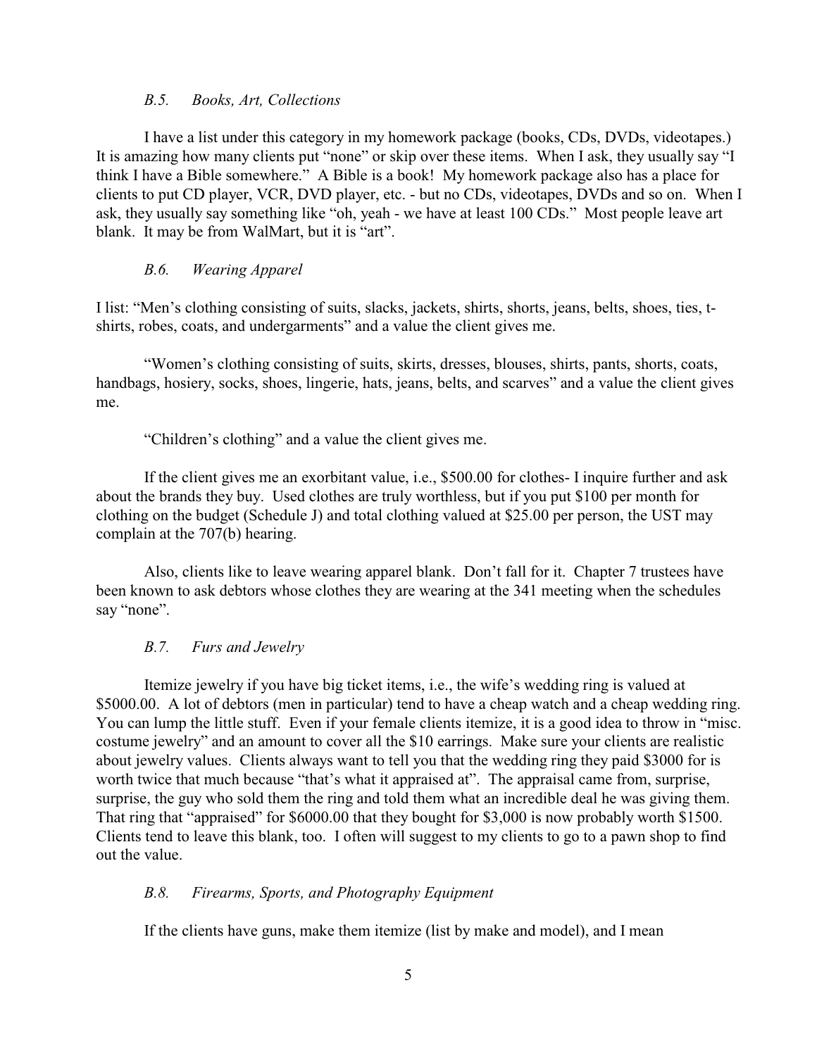### *B.5. Books, Art, Collections*

I have a list under this category in my homework package (books, CDs, DVDs, videotapes.) It is amazing how many clients put "none" or skip over these items. When I ask, they usually say "I think I have a Bible somewhere." A Bible is a book! My homework package also has a place for clients to put CD player, VCR, DVD player, etc. - but no CDs, videotapes, DVDs and so on. When I ask, they usually say something like "oh, yeah - we have at least 100 CDs." Most people leave art blank. It may be from WalMart, but it is "art".

### *B.6. Wearing Apparel*

I list: "Men's clothing consisting of suits, slacks, jackets, shirts, shorts, jeans, belts, shoes, ties, t-shirts, robes, coats, and undergarments" and a value the client gives me.

"Women's clothing consisting of suits, skirts, dresses, blouses, shirts, pants, shorts, coats, handbags, hosiery, socks, shoes, lingerie, hats, jeans, belts, and scarves" and a value the client gives me.

"Children's clothing" and a value the client gives me.

If the client gives me an exorbitant value, i.e., $500.00 for clothes- I inquire further and ask about the brands they buy. Used clothes are truly worthless, but if you put $100 per month for clothing on the budget (Schedule J) and total clothing valued at $25.00 per person, the UST may complain at the 707(b) hearing.

Also, clients like to leave wearing apparel blank. Don't fall for it. Chapter 7 trustees have been known to ask debtors whose clothes they are wearing at the 341 meeting when the schedules say "none".

### *B.7. Furs and Jewelry*

Itemize jewelry if you have big ticket items, i.e., the wife's wedding ring is valued at $5000.00. A lot of debtors (men in particular) tend to have a cheap watch and a cheap wedding ring. You can lump the little stuff. Even if your female clients itemize, it is a good idea to throw in "misc. costume jewelry" and an amount to cover all the $10 earrings. Make sure your clients are realistic about jewelry values. Clients always want to tell you that the wedding ring they paid $3000 for is worth twice that much because "that's what it appraised at". The appraisal came from, surprise, surprise, the guy who sold them the ring and told them what an incredible deal he was giving them. That ring that "appraised" for $6000.00 that they bought for $3,000 is now probably worth $1500. Clients tend to leave this blank, too. I often will suggest to my clients to go to a pawn shop to find out the value.

### *B.8. Firearms, Sports, and Photography Equipment*

If the clients have guns, make them itemize (list by make and model), and I mean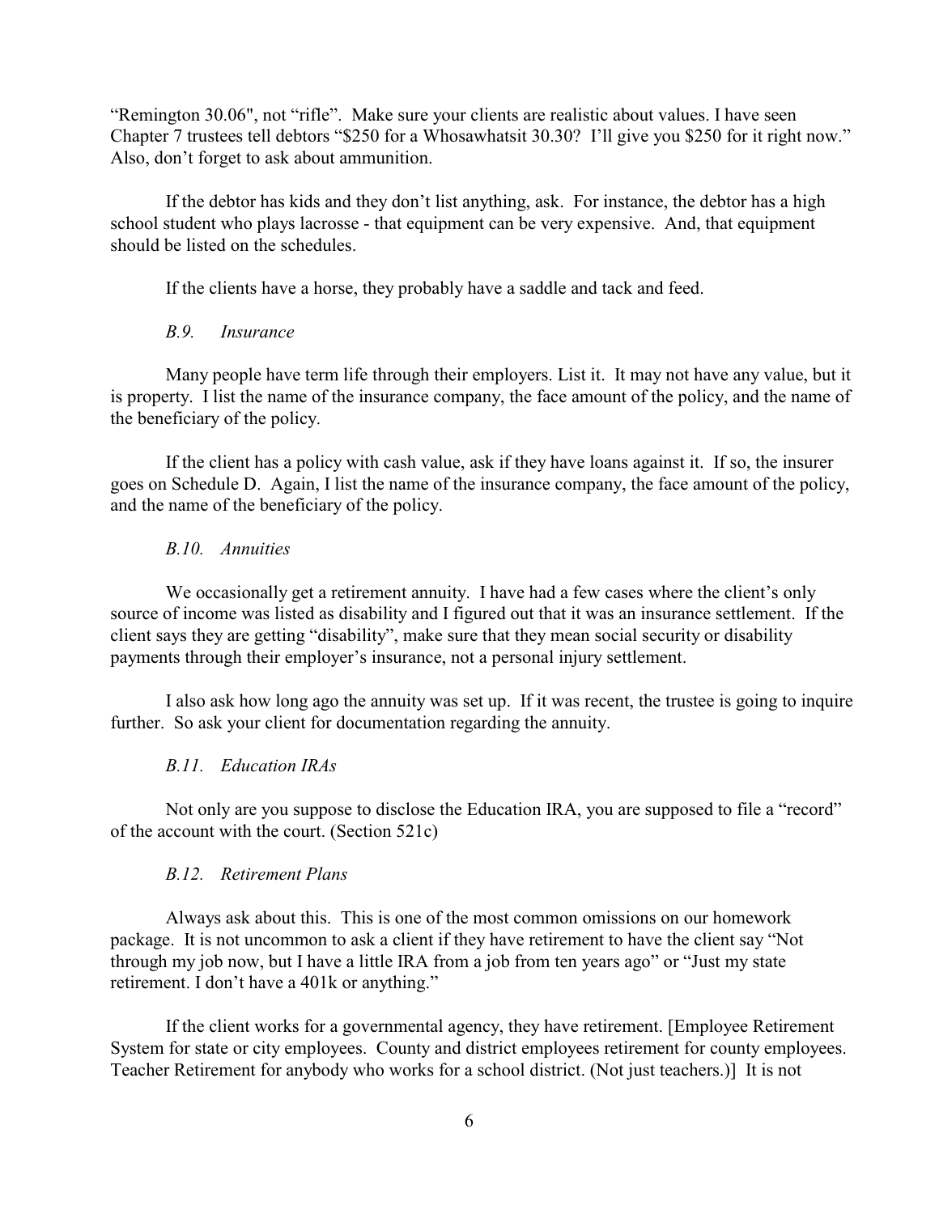"Remington 30.06", not "rifle". Make sure your clients are realistic about values. I have seen Chapter 7 trustees tell debtors "$250 for a Whosawhatsit 30.30? I'll give you $250 for it right now." Also, don't forget to ask about ammunition.

If the debtor has kids and they don't list anything, ask. For instance, the debtor has a high school student who plays lacrosse - that equipment can be very expensive. And, that equipment should be listed on the schedules.

If the clients have a horse, they probably have a saddle and tack and feed.

### *B.9. Insurance*

Many people have term life through their employers. List it. It may not have any value, but it is property. I list the name of the insurance company, the face amount of the policy, and the name of the beneficiary of the policy.

If the client has a policy with cash value, ask if they have loans against it. If so, the insurer goes on Schedule D. Again, I list the name of the insurance company, the face amount of the policy, and the name of the beneficiary of the policy.

### *B.10. Annuities*

We occasionally get a retirement annuity. I have had a few cases where the client's only source of income was listed as disability and I figured out that it was an insurance settlement. If the client says they are getting "disability", make sure that they mean social security or disability payments through their employer's insurance, not a personal injury settlement.

I also ask how long ago the annuity was set up. If it was recent, the trustee is going to inquire further. So ask your client for documentation regarding the annuity.

### *B.11. Education IRAs*

Not only are you suppose to disclose the Education IRA, you are supposed to file a "record" of the account with the court. (Section 521c)

### *B.12. Retirement Plans*

Always ask about this. This is one of the most common omissions on our homework package. It is not uncommon to ask a client if they have retirement to have the client say "Not through my job now, but I have a little IRA from a job from ten years ago" or "Just my state retirement. I don't have a 401k or anything."

If the client works for a governmental agency, they have retirement. [Employee Retirement System for state or city employees. County and district employees retirement for county employees. Teacher Retirement for anybody who works for a school district. (Not just teachers.)] It is not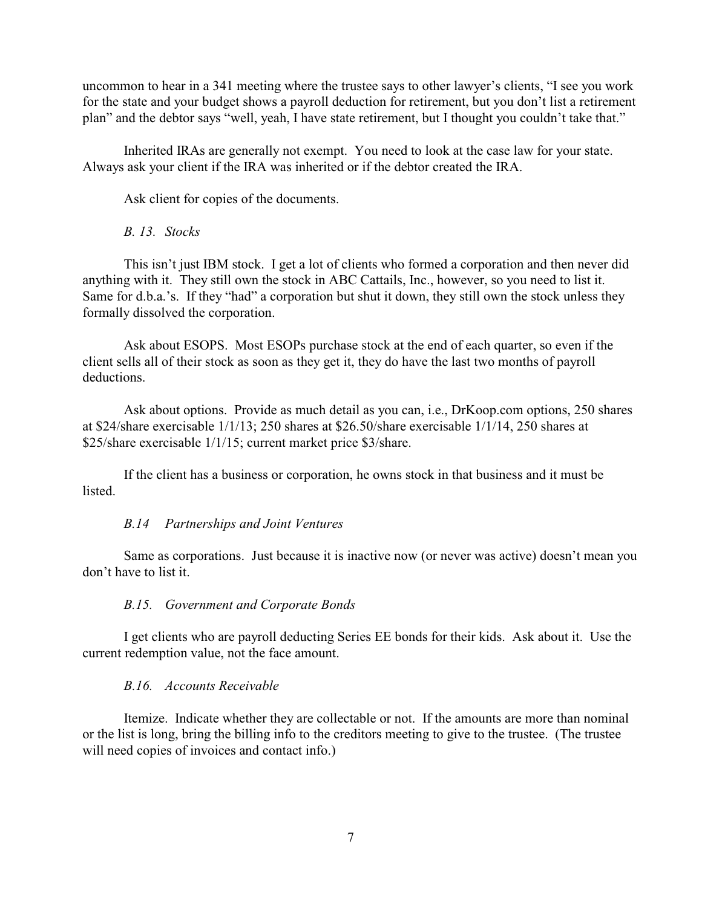uncommon to hear in a 341 meeting where the trustee says to other lawyer's clients, "I see you work for the state and your budget shows a payroll deduction for retirement, but you don't list a retirement plan" and the debtor says "well, yeah, I have state retirement, but I thought you couldn't take that."

Inherited IRAs are generally not exempt. You need to look at the case law for your state. Always ask your client if the IRA was inherited or if the debtor created the IRA.

Ask client for copies of the documents.

*B. 13. Stocks*

This isn't just IBM stock. I get a lot of clients who formed a corporation and then never did anything with it. They still own the stock in ABC Cattails, Inc., however, so you need to list it. Same for d.b.a.'s. If they "had" a corporation but shut it down, they still own the stock unless they formally dissolved the corporation.

Ask about ESOPS. Most ESOPs purchase stock at the end of each quarter, so even if the client sells all of their stock as soon as they get it, they do have the last two months of payroll deductions.

Ask about options. Provide as much detail as you can, i.e., DrKoop.com options, 250 shares at $24/share exercisable 1/1/13; 250 shares at $26.50/share exercisable 1/1/14, 250 shares at $25/share exercisable 1/1/15; current market price $3/share.

If the client has a business or corporation, he owns stock in that business and it must be listed.

*B.14 Partnerships and Joint Ventures*

Same as corporations. Just because it is inactive now (or never was active) doesn't mean you don't have to list it.

*B.15. Government and Corporate Bonds*

I get clients who are payroll deducting Series EE bonds for their kids. Ask about it. Use the current redemption value, not the face amount.

*B.16. Accounts Receivable*

Itemize. Indicate whether they are collectable or not. If the amounts are more than nominal or the list is long, bring the billing info to the creditors meeting to give to the trustee. (The trustee will need copies of invoices and contact info.)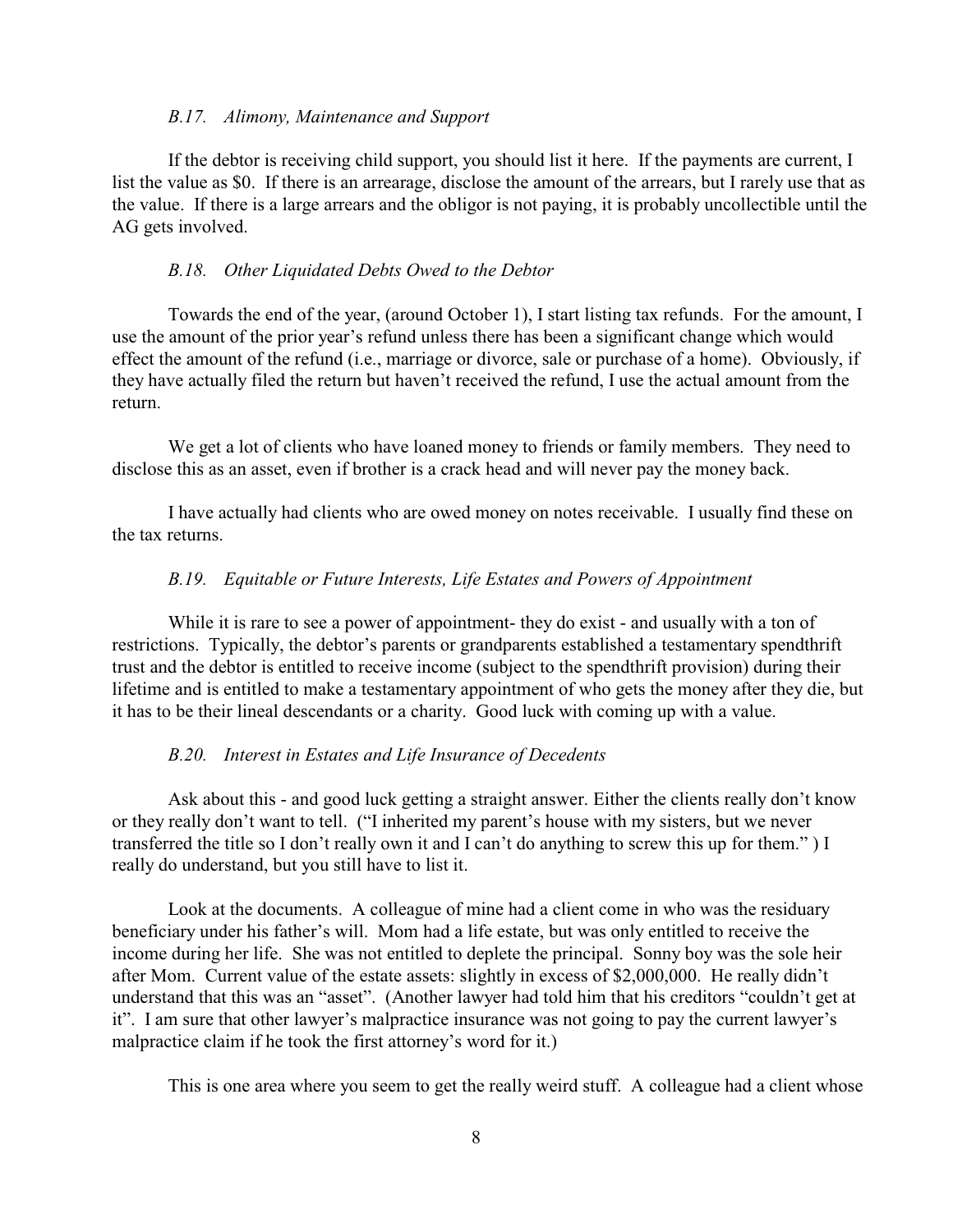### *B.17. Alimony, Maintenance and Support*

If the debtor is receiving child support, you should list it here. If the payments are current, I list the value as $0. If there is an arrearage, disclose the amount of the arrears, but I rarely use that as the value. If there is a large arrears and the obligor is not paying, it is probably uncollectible until the AG gets involved.

### *B.18. Other Liquidated Debts Owed to the Debtor*

Towards the end of the year, (around October 1), I start listing tax refunds. For the amount, I use the amount of the prior year's refund unless there has been a significant change which would effect the amount of the refund (i.e., marriage or divorce, sale or purchase of a home). Obviously, if they have actually filed the return but haven't received the refund, I use the actual amount from the return.

We get a lot of clients who have loaned money to friends or family members. They need to disclose this as an asset, even if brother is a crack head and will never pay the money back.

I have actually had clients who are owed money on notes receivable. I usually find these on the tax returns.

### *B.19. Equitable or Future Interests, Life Estates and Powers of Appointment*

While it is rare to see a power of appointment- they do exist - and usually with a ton of restrictions. Typically, the debtor's parents or grandparents established a testamentary spendthrift trust and the debtor is entitled to receive income (subject to the spendthrift provision) during their lifetime and is entitled to make a testamentary appointment of who gets the money after they die, but it has to be their lineal descendants or a charity. Good luck with coming up with a value.

### *B.20. Interest in Estates and Life Insurance of Decedents*

Ask about this - and good luck getting a straight answer. Either the clients really don't know or they really don't want to tell. ("I inherited my parent's house with my sisters, but we never transferred the title so I don't really own it and I can't do anything to screw this up for them." ) I really do understand, but you still have to list it.

Look at the documents. A colleague of mine had a client come in who was the residuary beneficiary under his father's will. Mom had a life estate, but was only entitled to receive the income during her life. She was not entitled to deplete the principal. Sonny boy was the sole heir after Mom. Current value of the estate assets: slightly in excess of $2,000,000. He really didn't understand that this was an "asset". (Another lawyer had told him that his creditors "couldn't get at it". I am sure that other lawyer's malpractice insurance was not going to pay the current lawyer's malpractice claim if he took the first attorney's word for it.)

This is one area where you seem to get the really weird stuff. A colleague had a client whose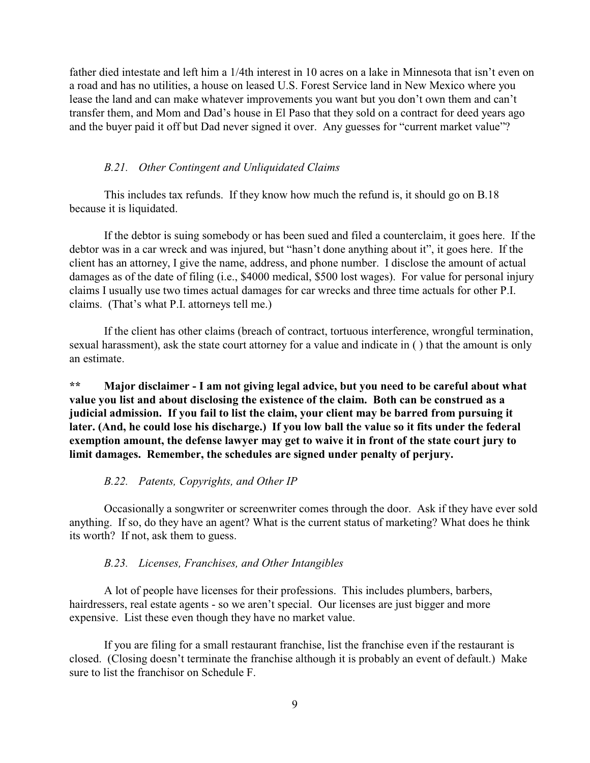father died intestate and left him a 1/4th interest in 10 acres on a lake in Minnesota that isn't even on a road and has no utilities, a house on leased U.S. Forest Service land in New Mexico where you lease the land and can make whatever improvements you want but you don't own them and can't transfer them, and Mom and Dad's house in El Paso that they sold on a contract for deed years ago and the buyer paid it off but Dad never signed it over. Any guesses for "current market value"?

### *B.21. Other Contingent and Unliquidated Claims*

This includes tax refunds. If they know how much the refund is, it should go on B.18 because it is liquidated.

If the debtor is suing somebody or has been sued and filed a counterclaim, it goes here. If the debtor was in a car wreck and was injured, but "hasn't done anything about it", it goes here. If the client has an attorney, I give the name, address, and phone number. I disclose the amount of actual damages as of the date of filing (i.e., $4000 medical, $500 lost wages). For value for personal injury claims I usually use two times actual damages for car wrecks and three time actuals for other P.I. claims. (That's what P.I. attorneys tell me.)

If the client has other claims (breach of contract, tortuous interference, wrongful termination, sexual harassment), ask the state court attorney for a value and indicate in ( ) that the amount is only an estimate.

**\*\* Major disclaimer - I am not giving legal advice, but you need to be careful about what value you list and about disclosing the existence of the claim. Both can be construed as a judicial admission. If you fail to list the claim, your client may be barred from pursuing it later. (And, he could lose his discharge.) If you low ball the value so it fits under the federal exemption amount, the defense lawyer may get to waive it in front of the state court jury to limit damages. Remember, the schedules are signed under penalty of perjury.**

### *B.22. Patents, Copyrights, and Other IP*

Occasionally a songwriter or screenwriter comes through the door. Ask if they have ever sold anything. If so, do they have an agent? What is the current status of marketing? What does he think its worth? If not, ask them to guess.

### *B.23. Licenses, Franchises, and Other Intangibles*

A lot of people have licenses for their professions. This includes plumbers, barbers, hairdressers, real estate agents - so we aren't special. Our licenses are just bigger and more expensive. List these even though they have no market value.

If you are filing for a small restaurant franchise, list the franchise even if the restaurant is closed. (Closing doesn't terminate the franchise although it is probably an event of default.) Make sure to list the franchisor on Schedule F.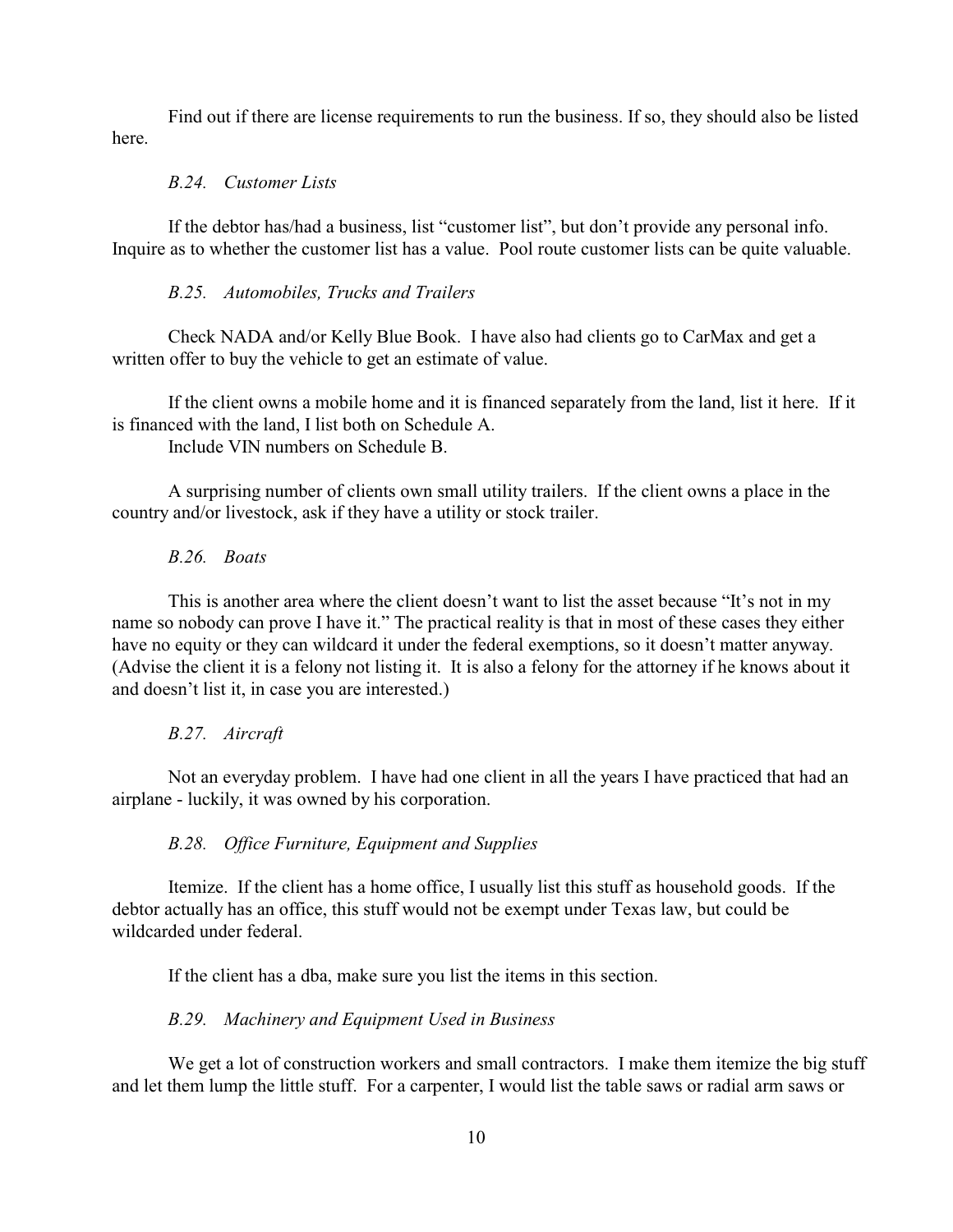Find out if there are license requirements to run the business. If so, they should also be listed here.

### *B.24. Customer Lists*

If the debtor has/had a business, list "customer list", but don't provide any personal info. Inquire as to whether the customer list has a value. Pool route customer lists can be quite valuable.

### *B.25. Automobiles, Trucks and Trailers*

Check NADA and/or Kelly Blue Book. I have also had clients go to CarMax and get a written offer to buy the vehicle to get an estimate of value.

If the client owns a mobile home and it is financed separately from the land, list it here. If it is financed with the land, I list both on Schedule A.

Include VIN numbers on Schedule B.

A surprising number of clients own small utility trailers. If the client owns a place in the country and/or livestock, ask if they have a utility or stock trailer.

### *B.26. Boats*

This is another area where the client doesn't want to list the asset because "It's not in my name so nobody can prove I have it." The practical reality is that in most of these cases they either have no equity or they can wildcard it under the federal exemptions, so it doesn't matter anyway. (Advise the client it is a felony not listing it. It is also a felony for the attorney if he knows about it and doesn't list it, in case you are interested.)

### *B.27. Aircraft*

Not an everyday problem. I have had one client in all the years I have practiced that had an airplane - luckily, it was owned by his corporation.

### *B.28. Office Furniture, Equipment and Supplies*

Itemize. If the client has a home office, I usually list this stuff as household goods. If the debtor actually has an office, this stuff would not be exempt under Texas law, but could be wildcarded under federal.

If the client has a dba, make sure you list the items in this section.

### *B.29. Machinery and Equipment Used in Business*

We get a lot of construction workers and small contractors. I make them itemize the big stuff and let them lump the little stuff. For a carpenter, I would list the table saws or radial arm saws or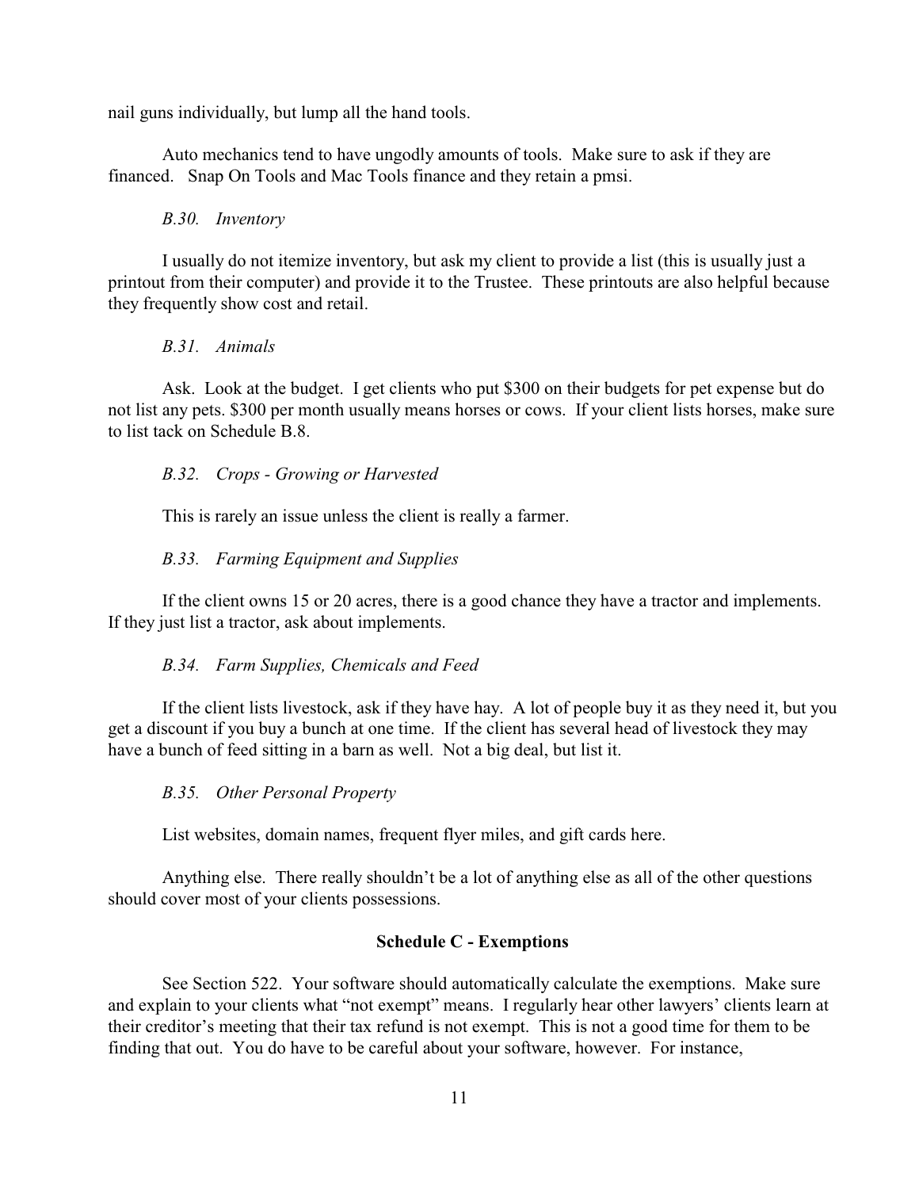nail guns individually, but lump all the hand tools.

Auto mechanics tend to have ungodly amounts of tools. Make sure to ask if they are financed. Snap On Tools and Mac Tools finance and they retain a pmsi.

*B.30. Inventory*

I usually do not itemize inventory, but ask my client to provide a list (this is usually just a printout from their computer) and provide it to the Trustee. These printouts are also helpful because they frequently show cost and retail.

*B.31. Animals*

Ask. Look at the budget. I get clients who put $300 on their budgets for pet expense but do not list any pets. $300 per month usually means horses or cows. If your client lists horses, make sure to list tack on Schedule B.8.

*B.32. Crops - Growing or Harvested*

This is rarely an issue unless the client is really a farmer.

*B.33. Farming Equipment and Supplies*

If the client owns 15 or 20 acres, there is a good chance they have a tractor and implements. If they just list a tractor, ask about implements.

*B.34. Farm Supplies, Chemicals and Feed*

If the client lists livestock, ask if they have hay. A lot of people buy it as they need it, but you get a discount if you buy a bunch at one time. If the client has several head of livestock they may have a bunch of feed sitting in a barn as well. Not a big deal, but list it.

*B.35. Other Personal Property*

List websites, domain names, frequent flyer miles, and gift cards here.

Anything else. There really shouldn't be a lot of anything else as all of the other questions should cover most of your clients possessions.

**Schedule C - Exemptions**

See Section 522. Your software should automatically calculate the exemptions. Make sure and explain to your clients what "not exempt" means. I regularly hear other lawyers' clients learn at their creditor's meeting that their tax refund is not exempt. This is not a good time for them to be finding that out. You do have to be careful about your software, however. For instance,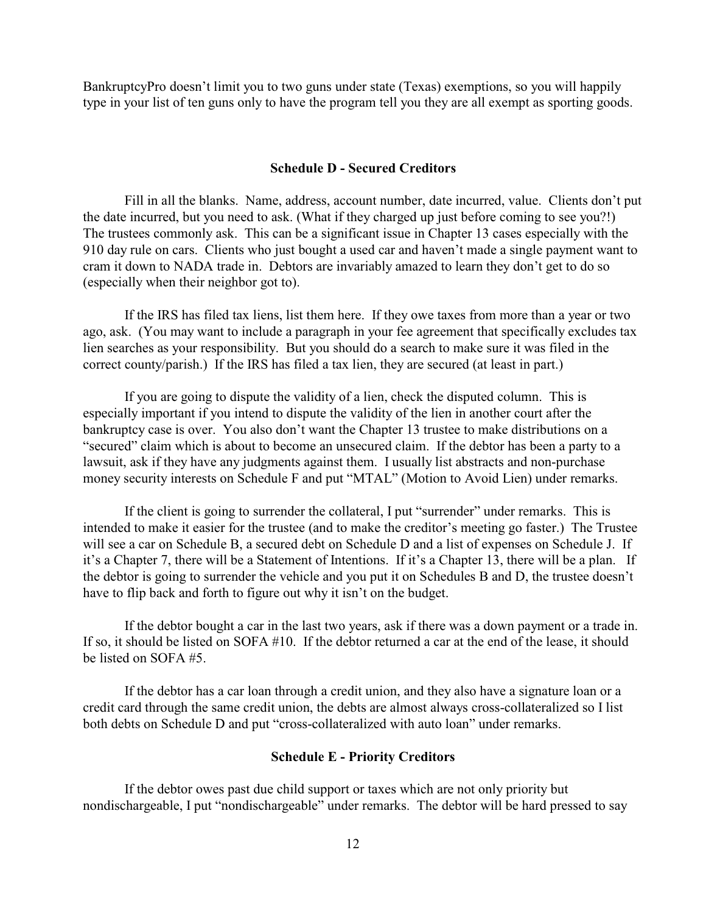BankruptcyPro doesn't limit you to two guns under state (Texas) exemptions, so you will happily type in your list of ten guns only to have the program tell you they are all exempt as sporting goods.

### Schedule D - Secured Creditors

Fill in all the blanks. Name, address, account number, date incurred, value. Clients don't put the date incurred, but you need to ask. (What if they charged up just before coming to see you?!) The trustees commonly ask. This can be a significant issue in Chapter 13 cases especially with the 910 day rule on cars. Clients who just bought a used car and haven't made a single payment want to cram it down to NADA trade in. Debtors are invariably amazed to learn they don't get to do so (especially when their neighbor got to).

If the IRS has filed tax liens, list them here. If they owe taxes from more than a year or two ago, ask. (You may want to include a paragraph in your fee agreement that specifically excludes tax lien searches as your responsibility. But you should do a search to make sure it was filed in the correct county/parish.) If the IRS has filed a tax lien, they are secured (at least in part.)

If you are going to dispute the validity of a lien, check the disputed column. This is especially important if you intend to dispute the validity of the lien in another court after the bankruptcy case is over. You also don't want the Chapter 13 trustee to make distributions on a "secured" claim which is about to become an unsecured claim. If the debtor has been a party to a lawsuit, ask if they have any judgments against them. I usually list abstracts and non-purchase money security interests on Schedule F and put "MTAL" (Motion to Avoid Lien) under remarks.

If the client is going to surrender the collateral, I put "surrender" under remarks. This is intended to make it easier for the trustee (and to make the creditor's meeting go faster.) The Trustee will see a car on Schedule B, a secured debt on Schedule D and a list of expenses on Schedule J. If it's a Chapter 7, there will be a Statement of Intentions. If it's a Chapter 13, there will be a plan. If the debtor is going to surrender the vehicle and you put it on Schedules B and D, the trustee doesn't have to flip back and forth to figure out why it isn't on the budget.

If the debtor bought a car in the last two years, ask if there was a down payment or a trade in. If so, it should be listed on SOFA #10. If the debtor returned a car at the end of the lease, it should be listed on SOFA #5.

If the debtor has a car loan through a credit union, and they also have a signature loan or a credit card through the same credit union, the debts are almost always cross-collateralized so I list both debts on Schedule D and put "cross-collateralized with auto loan" under remarks.

### Schedule E - Priority Creditors

If the debtor owes past due child support or taxes which are not only priority but nondischargeable, I put "nondischargeable" under remarks. The debtor will be hard pressed to say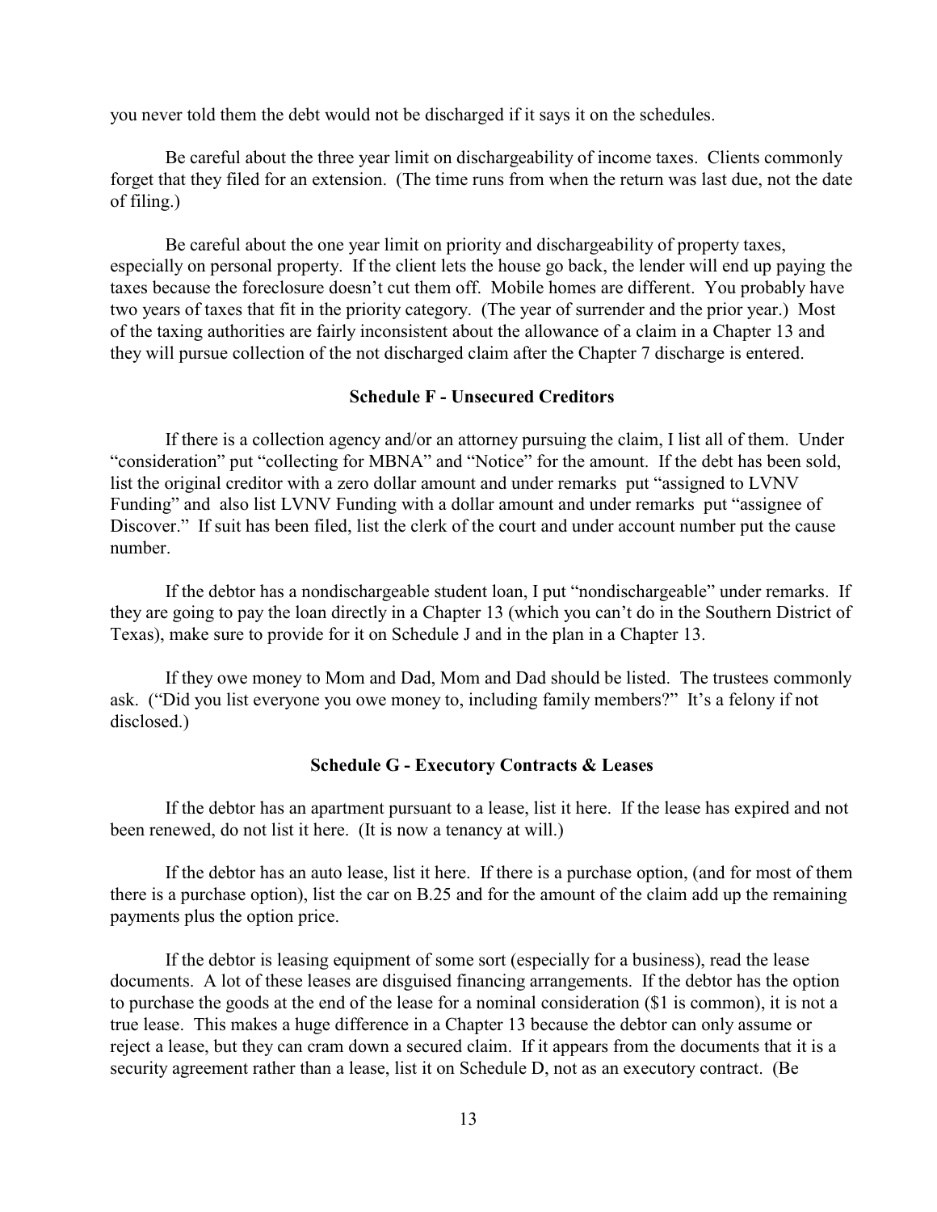you never told them the debt would not be discharged if it says it on the schedules.

Be careful about the three year limit on dischargeability of income taxes. Clients commonly forget that they filed for an extension. (The time runs from when the return was last due, not the date of filing.)

Be careful about the one year limit on priority and dischargeability of property taxes, especially on personal property. If the client lets the house go back, the lender will end up paying the taxes because the foreclosure doesn't cut them off. Mobile homes are different. You probably have two years of taxes that fit in the priority category. (The year of surrender and the prior year.) Most of the taxing authorities are fairly inconsistent about the allowance of a claim in a Chapter 13 and they will pursue collection of the not discharged claim after the Chapter 7 discharge is entered.

### Schedule F - Unsecured Creditors

If there is a collection agency and/or an attorney pursuing the claim, I list all of them. Under "consideration" put "collecting for MBNA" and "Notice" for the amount. If the debt has been sold, list the original creditor with a zero dollar amount and under remarks put "assigned to LVNV Funding" and also list LVNV Funding with a dollar amount and under remarks put "assignee of Discover." If suit has been filed, list the clerk of the court and under account number put the cause number.

If the debtor has a nondischargeable student loan, I put "nondischargeable" under remarks. If they are going to pay the loan directly in a Chapter 13 (which you can't do in the Southern District of Texas), make sure to provide for it on Schedule J and in the plan in a Chapter 13.

If they owe money to Mom and Dad, Mom and Dad should be listed. The trustees commonly ask. ("Did you list everyone you owe money to, including family members?" It's a felony if not disclosed.)

### Schedule G - Executory Contracts & Leases

If the debtor has an apartment pursuant to a lease, list it here. If the lease has expired and not been renewed, do not list it here. (It is now a tenancy at will.)

If the debtor has an auto lease, list it here. If there is a purchase option, (and for most of them there is a purchase option), list the car on B.25 and for the amount of the claim add up the remaining payments plus the option price.

If the debtor is leasing equipment of some sort (especially for a business), read the lease documents. A lot of these leases are disguised financing arrangements. If the debtor has the option to purchase the goods at the end of the lease for a nominal consideration ($1 is common), it is not a true lease. This makes a huge difference in a Chapter 13 because the debtor can only assume or reject a lease, but they can cram down a secured claim. If it appears from the documents that it is a security agreement rather than a lease, list it on Schedule D, not as an executory contract. (Be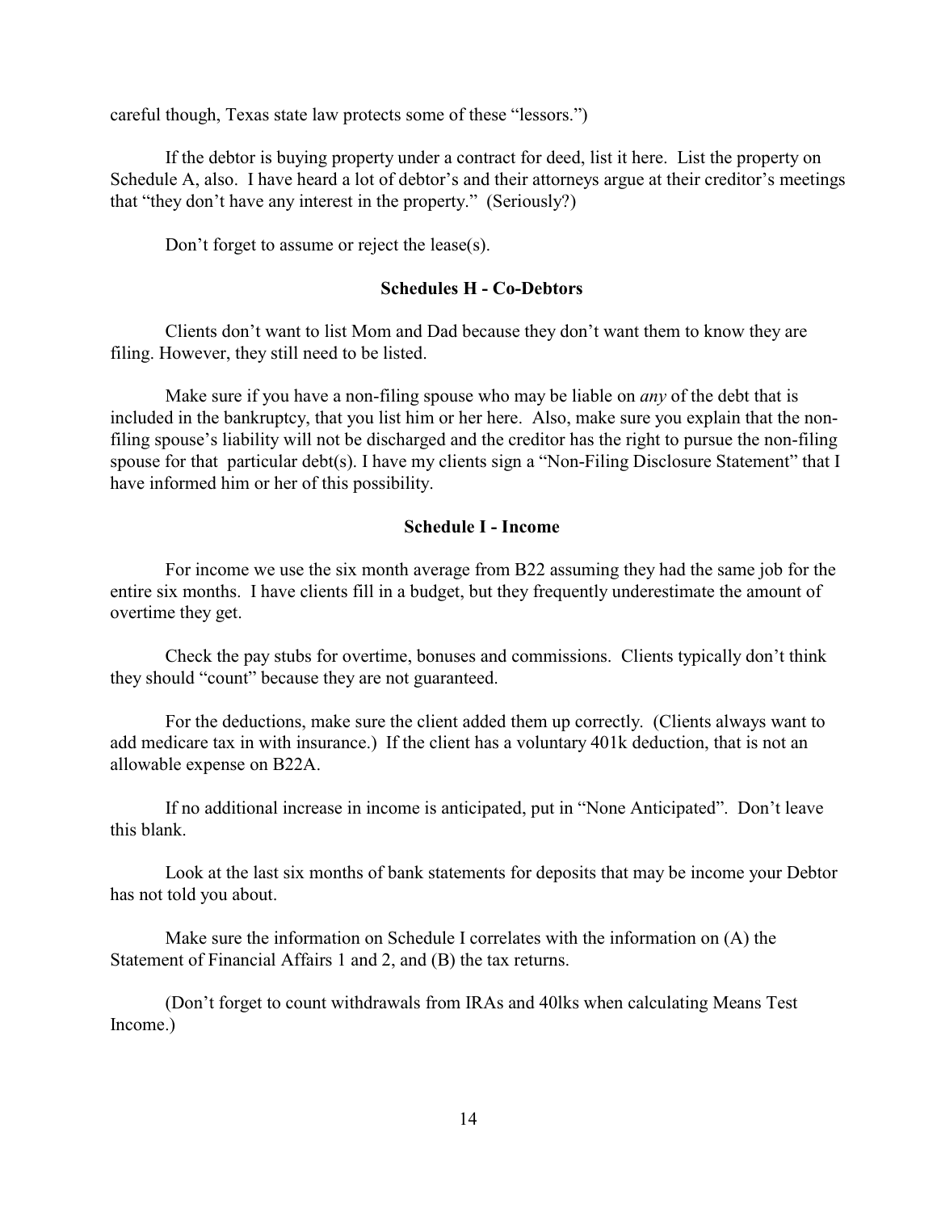careful though, Texas state law protects some of these "lessors.")

If the debtor is buying property under a contract for deed, list it here. List the property on Schedule A, also. I have heard a lot of debtor's and their attorneys argue at their creditor's meetings that "they don't have any interest in the property." (Seriously?)

Don't forget to assume or reject the lease(s).

### Schedules H - Co-Debtors

Clients don't want to list Mom and Dad because they don't want them to know they are filing. However, they still need to be listed.

Make sure if you have a non-filing spouse who may be liable on *any* of the debt that is included in the bankruptcy, that you list him or her here. Also, make sure you explain that the non-filing spouse's liability will not be discharged and the creditor has the right to pursue the non-filing spouse for that particular debt(s). I have my clients sign a "Non-Filing Disclosure Statement" that I have informed him or her of this possibility.

### Schedule I - Income

For income we use the six month average from B22 assuming they had the same job for the entire six months. I have clients fill in a budget, but they frequently underestimate the amount of overtime they get.

Check the pay stubs for overtime, bonuses and commissions. Clients typically don't think they should "count" because they are not guaranteed.

For the deductions, make sure the client added them up correctly. (Clients always want to add medicare tax in with insurance.) If the client has a voluntary 401k deduction, that is not an allowable expense on B22A.

If no additional increase in income is anticipated, put in "None Anticipated". Don't leave this blank.

Look at the last six months of bank statements for deposits that may be income your Debtor has not told you about.

Make sure the information on Schedule I correlates with the information on (A) the Statement of Financial Affairs 1 and 2, and (B) the tax returns.

(Don't forget to count withdrawals from IRAs and 40lks when calculating Means Test Income.)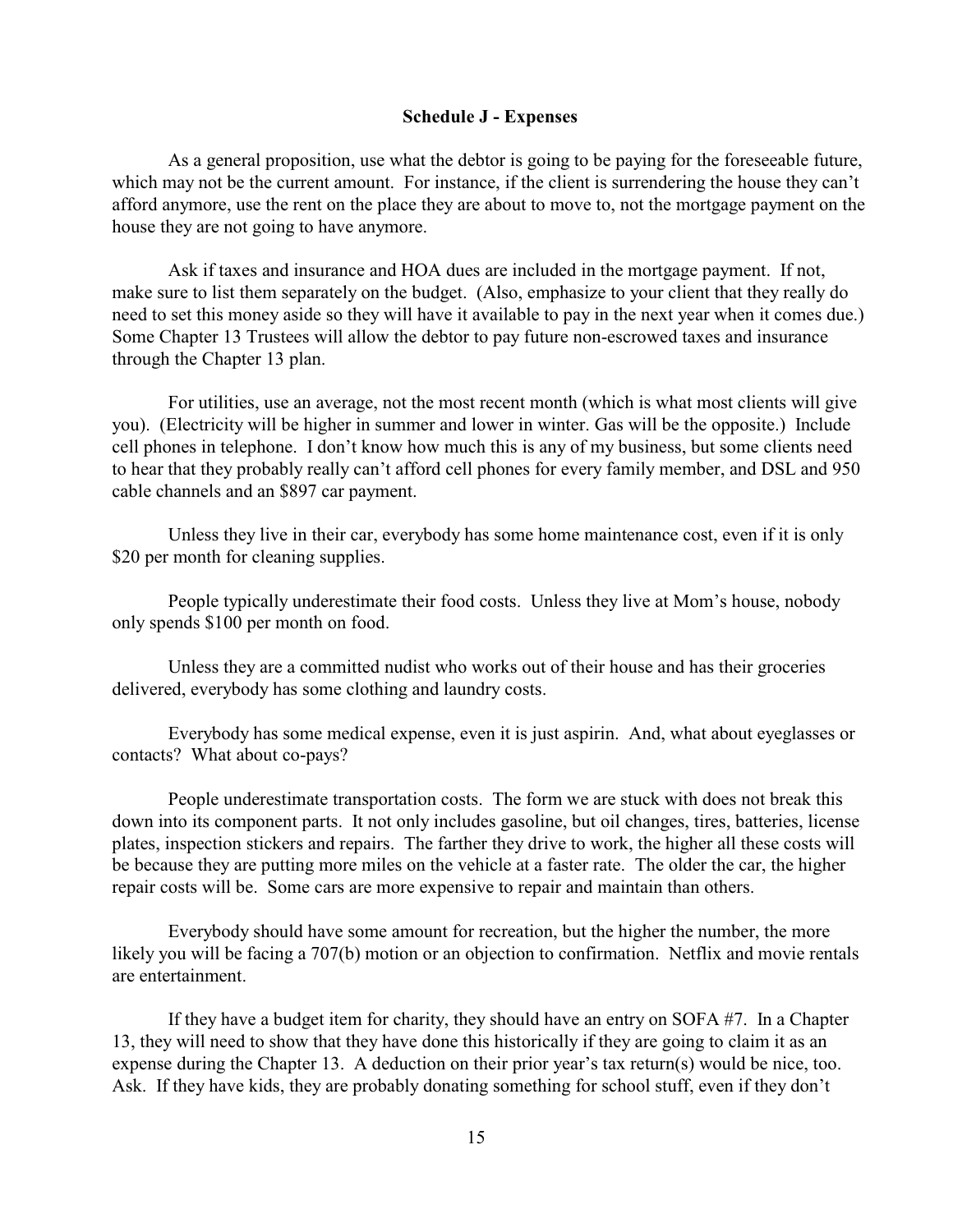### Schedule J - Expenses

As a general proposition, use what the debtor is going to be paying for the foreseeable future, which may not be the current amount. For instance, if the client is surrendering the house they can't afford anymore, use the rent on the place they are about to move to, not the mortgage payment on the house they are not going to have anymore.

Ask if taxes and insurance and HOA dues are included in the mortgage payment. If not, make sure to list them separately on the budget. (Also, emphasize to your client that they really do need to set this money aside so they will have it available to pay in the next year when it comes due.) Some Chapter 13 Trustees will allow the debtor to pay future non-escrowed taxes and insurance through the Chapter 13 plan.

For utilities, use an average, not the most recent month (which is what most clients will give you). (Electricity will be higher in summer and lower in winter. Gas will be the opposite.) Include cell phones in telephone. I don't know how much this is any of my business, but some clients need to hear that they probably really can't afford cell phones for every family member, and DSL and 950 cable channels and an $897 car payment.

Unless they live in their car, everybody has some home maintenance cost, even if it is only $20 per month for cleaning supplies.

People typically underestimate their food costs. Unless they live at Mom's house, nobody only spends $100 per month on food.

Unless they are a committed nudist who works out of their house and has their groceries delivered, everybody has some clothing and laundry costs.

Everybody has some medical expense, even it is just aspirin. And, what about eyeglasses or contacts? What about co-pays?

People underestimate transportation costs. The form we are stuck with does not break this down into its component parts. It not only includes gasoline, but oil changes, tires, batteries, license plates, inspection stickers and repairs. The farther they drive to work, the higher all these costs will be because they are putting more miles on the vehicle at a faster rate. The older the car, the higher repair costs will be. Some cars are more expensive to repair and maintain than others.

Everybody should have some amount for recreation, but the higher the number, the more likely you will be facing a 707(b) motion or an objection to confirmation. Netflix and movie rentals are entertainment.

If they have a budget item for charity, they should have an entry on SOFA #7. In a Chapter 13, they will need to show that they have done this historically if they are going to claim it as an expense during the Chapter 13. A deduction on their prior year's tax return(s) would be nice, too. Ask. If they have kids, they are probably donating something for school stuff, even if they don't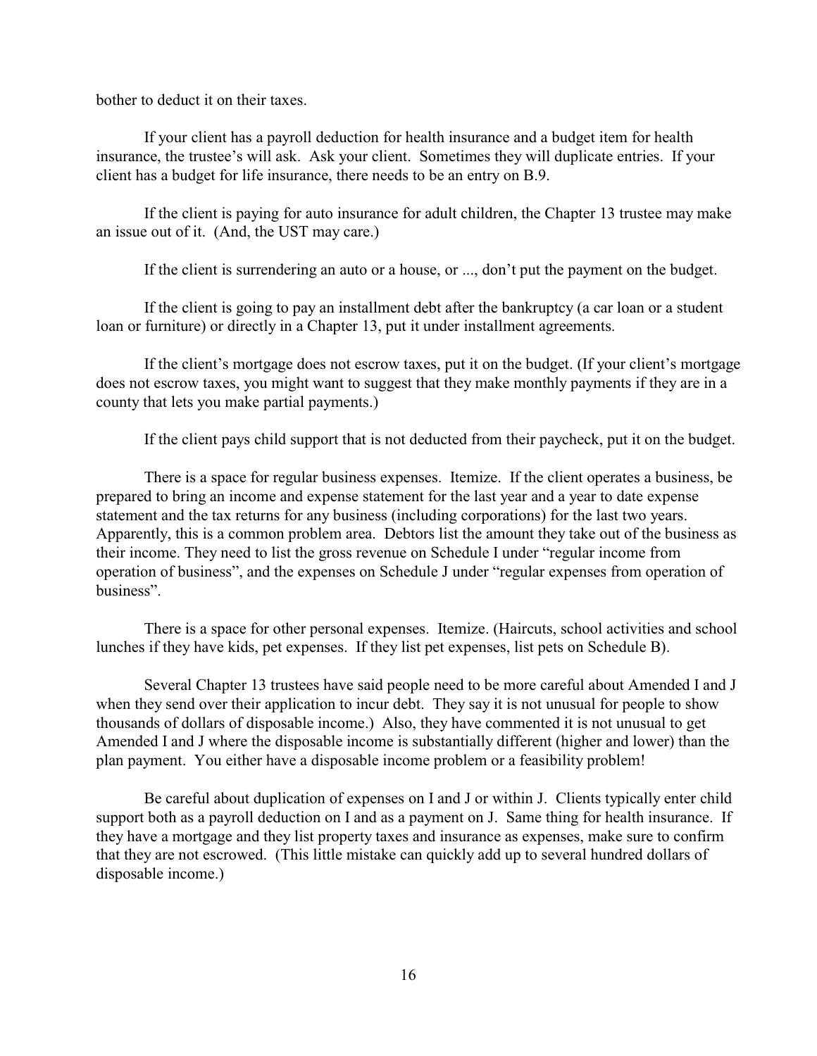bother to deduct it on their taxes.

If your client has a payroll deduction for health insurance and a budget item for health insurance, the trustee's will ask. Ask your client. Sometimes they will duplicate entries. If your client has a budget for life insurance, there needs to be an entry on B.9.

If the client is paying for auto insurance for adult children, the Chapter 13 trustee may make an issue out of it. (And, the UST may care.)

If the client is surrendering an auto or a house, or ..., don't put the payment on the budget.

If the client is going to pay an installment debt after the bankruptcy (a car loan or a student loan or furniture) or directly in a Chapter 13, put it under installment agreements.

If the client's mortgage does not escrow taxes, put it on the budget. (If your client's mortgage does not escrow taxes, you might want to suggest that they make monthly payments if they are in a county that lets you make partial payments.)

If the client pays child support that is not deducted from their paycheck, put it on the budget.

There is a space for regular business expenses. Itemize. If the client operates a business, be prepared to bring an income and expense statement for the last year and a year to date expense statement and the tax returns for any business (including corporations) for the last two years. Apparently, this is a common problem area. Debtors list the amount they take out of the business as their income. They need to list the gross revenue on Schedule I under "regular income from operation of business", and the expenses on Schedule J under "regular expenses from operation of business".

There is a space for other personal expenses. Itemize. (Haircuts, school activities and school lunches if they have kids, pet expenses. If they list pet expenses, list pets on Schedule B).

Several Chapter 13 trustees have said people need to be more careful about Amended I and J when they send over their application to incur debt. They say it is not unusual for people to show thousands of dollars of disposable income.) Also, they have commented it is not unusual to get Amended I and J where the disposable income is substantially different (higher and lower) than the plan payment. You either have a disposable income problem or a feasibility problem!

Be careful about duplication of expenses on I and J or within J. Clients typically enter child support both as a payroll deduction on I and as a payment on J. Same thing for health insurance. If they have a mortgage and they list property taxes and insurance as expenses, make sure to confirm that they are not escrowed. (This little mistake can quickly add up to several hundred dollars of disposable income.)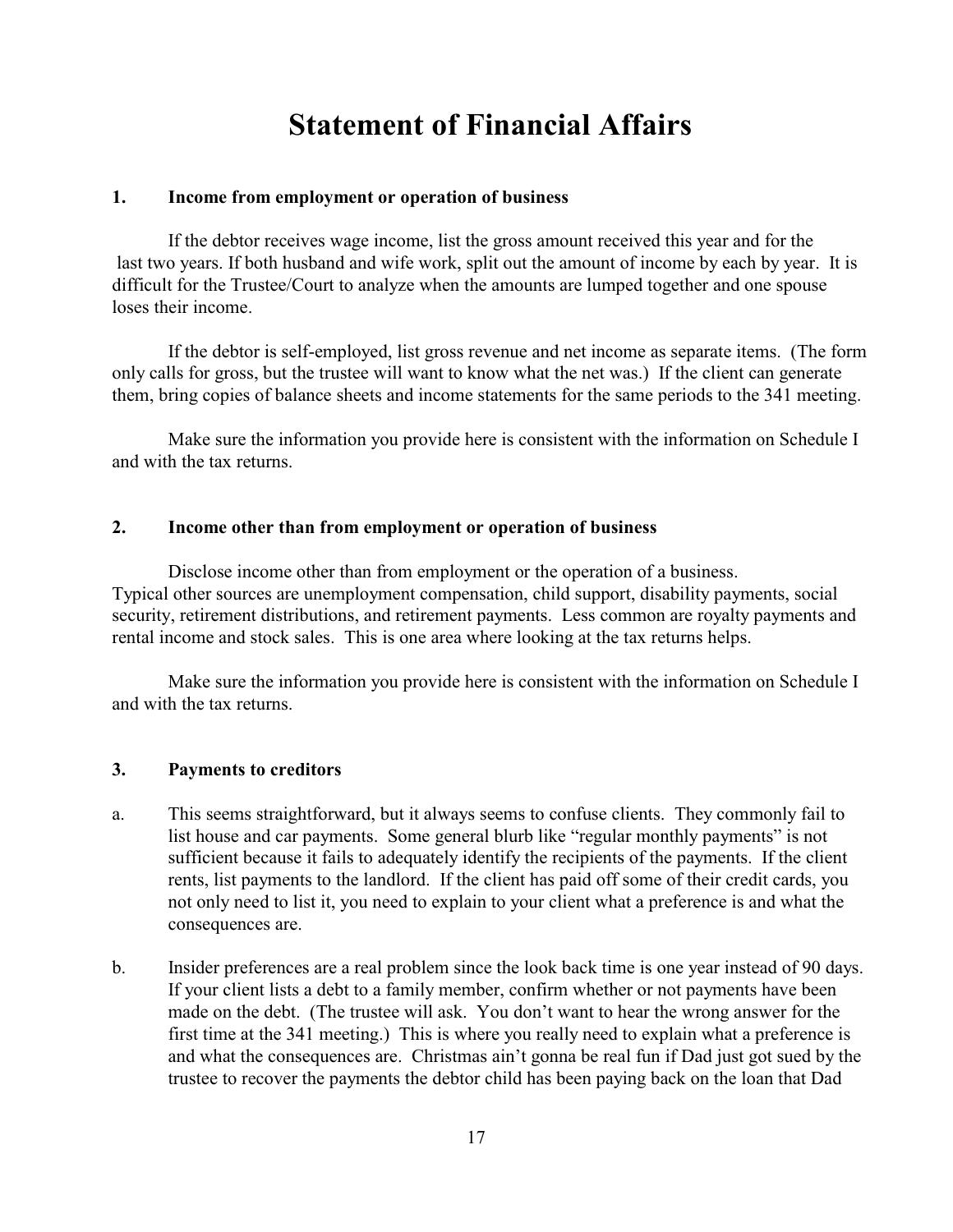# Statement of Financial Affairs

### 1. Income from employment or operation of business

If the debtor receives wage income, list the gross amount received this year and for the last two years. If both husband and wife work, split out the amount of income by each by year. It is difficult for the Trustee/Court to analyze when the amounts are lumped together and one spouse loses their income.

If the debtor is self-employed, list gross revenue and net income as separate items. (The form only calls for gross, but the trustee will want to know what the net was.) If the client can generate them, bring copies of balance sheets and income statements for the same periods to the 341 meeting.

Make sure the information you provide here is consistent with the information on Schedule I and with the tax returns.

### 2. Income other than from employment or operation of business

Disclose income other than from employment or the operation of a business. Typical other sources are unemployment compensation, child support, disability payments, social security, retirement distributions, and retirement payments. Less common are royalty payments and rental income and stock sales. This is one area where looking at the tax returns helps.

Make sure the information you provide here is consistent with the information on Schedule I and with the tax returns.

### 3. Payments to creditors

a. This seems straightforward, but it always seems to confuse clients. They commonly fail to list house and car payments. Some general blurb like "regular monthly payments" is not sufficient because it fails to adequately identify the recipients of the payments. If the client rents, list payments to the landlord. If the client has paid off some of their credit cards, you not only need to list it, you need to explain to your client what a preference is and what the consequences are.

b. Insider preferences are a real problem since the look back time is one year instead of 90 days. If your client lists a debt to a family member, confirm whether or not payments have been made on the debt. (The trustee will ask. You don't want to hear the wrong answer for the first time at the 341 meeting.) This is where you really need to explain what a preference is and what the consequences are. Christmas ain't gonna be real fun if Dad just got sued by the trustee to recover the payments the debtor child has been paying back on the loan that Dad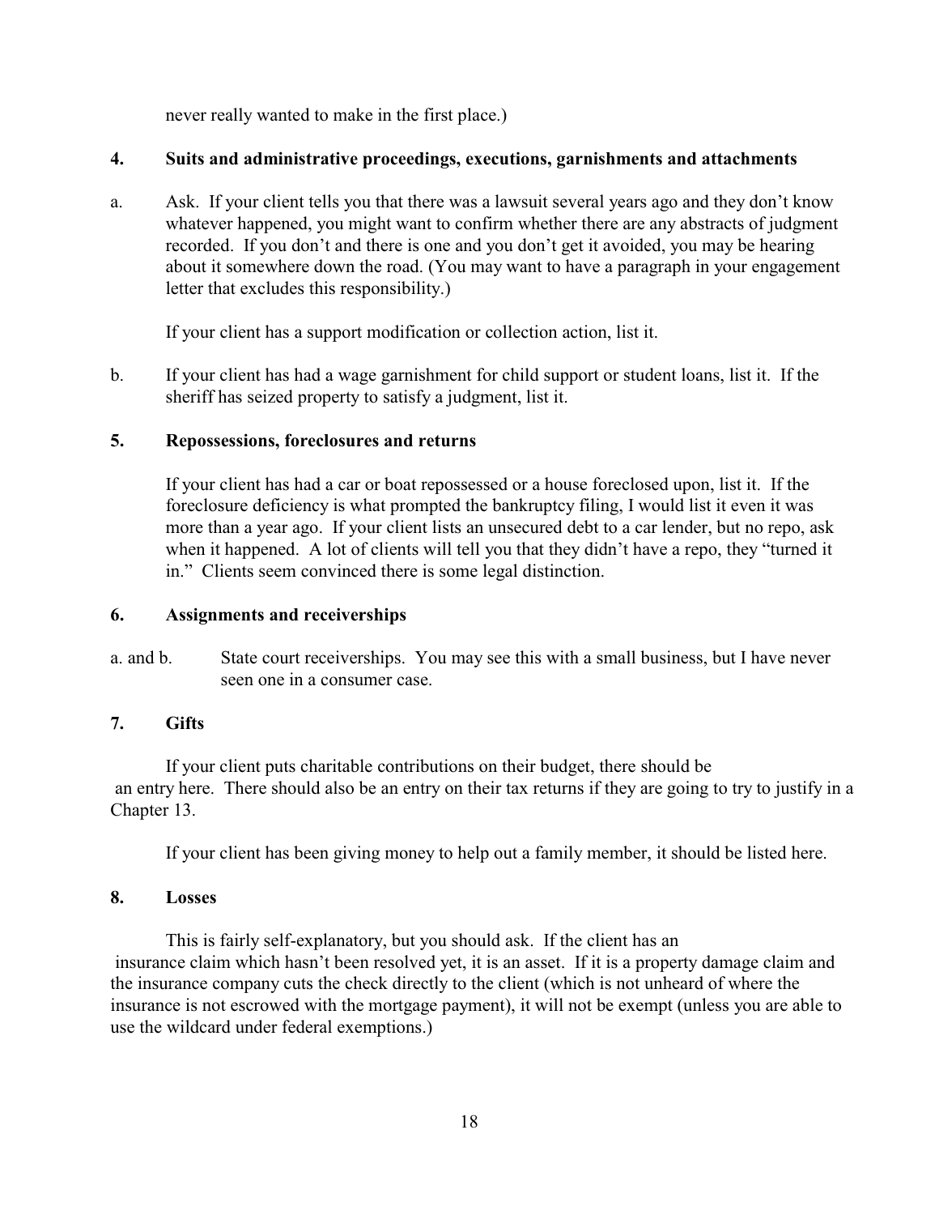never really wanted to make in the first place.)

**4. Suits and administrative proceedings, executions, garnishments and attachments**

a. Ask. If your client tells you that there was a lawsuit several years ago and they don't know whatever happened, you might want to confirm whether there are any abstracts of judgment recorded. If you don't and there is one and you don't get it avoided, you may be hearing about it somewhere down the road. (You may want to have a paragraph in your engagement letter that excludes this responsibility.)

If your client has a support modification or collection action, list it.

b. If your client has had a wage garnishment for child support or student loans, list it. If the sheriff has seized property to satisfy a judgment, list it.

**5. Repossessions, foreclosures and returns**

If your client has had a car or boat repossessed or a house foreclosed upon, list it. If the foreclosure deficiency is what prompted the bankruptcy filing, I would list it even it was more than a year ago. If your client lists an unsecured debt to a car lender, but no repo, ask when it happened. A lot of clients will tell you that they didn't have a repo, they "turned it in." Clients seem convinced there is some legal distinction.

**6. Assignments and receiverships**

a. and b. State court receiverships. You may see this with a small business, but I have never seen one in a consumer case.

**7. Gifts**

If your client puts charitable contributions on their budget, there should be an entry here. There should also be an entry on their tax returns if they are going to try to justify in a Chapter 13.

If your client has been giving money to help out a family member, it should be listed here.

**8. Losses**

This is fairly self-explanatory, but you should ask. If the client has an insurance claim which hasn't been resolved yet, it is an asset. If it is a property damage claim and the insurance company cuts the check directly to the client (which is not unheard of where the insurance is not escrowed with the mortgage payment), it will not be exempt (unless you are able to use the wildcard under federal exemptions.)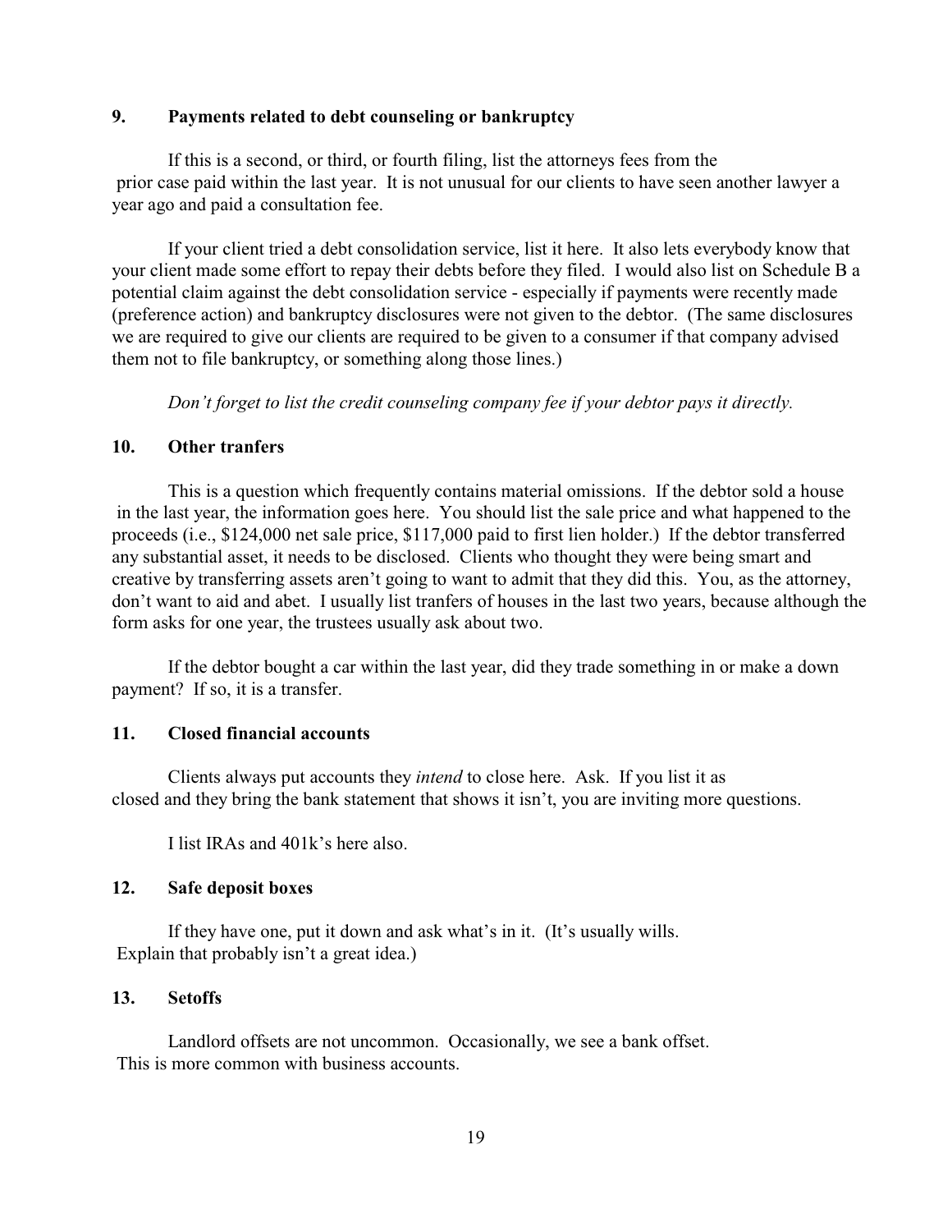### 9. Payments related to debt counseling or bankruptcy

If this is a second, or third, or fourth filing, list the attorneys fees from the prior case paid within the last year. It is not unusual for our clients to have seen another lawyer a year ago and paid a consultation fee.

If your client tried a debt consolidation service, list it here. It also lets everybody know that your client made some effort to repay their debts before they filed. I would also list on Schedule B a potential claim against the debt consolidation service - especially if payments were recently made (preference action) and bankruptcy disclosures were not given to the debtor. (The same disclosures we are required to give our clients are required to be given to a consumer if that company advised them not to file bankruptcy, or something along those lines.)

*Don't forget to list the credit counseling company fee if your debtor pays it directly.*

### 10. Other tranfers

This is a question which frequently contains material omissions. If the debtor sold a house in the last year, the information goes here. You should list the sale price and what happened to the proceeds (i.e., $124,000 net sale price, $117,000 paid to first lien holder.) If the debtor transferred any substantial asset, it needs to be disclosed. Clients who thought they were being smart and creative by transferring assets aren't going to want to admit that they did this. You, as the attorney, don't want to aid and abet. I usually list tranfers of houses in the last two years, because although the form asks for one year, the trustees usually ask about two.

If the debtor bought a car within the last year, did they trade something in or make a down payment? If so, it is a transfer.

### 11. Closed financial accounts

Clients always put accounts they *intend* to close here. Ask. If you list it as closed and they bring the bank statement that shows it isn't, you are inviting more questions.

I list IRAs and 401k's here also.

### 12. Safe deposit boxes

If they have one, put it down and ask what's in it. (It's usually wills. Explain that probably isn't a great idea.)

### 13. Setoffs

Landlord offsets are not uncommon. Occasionally, we see a bank offset. This is more common with business accounts.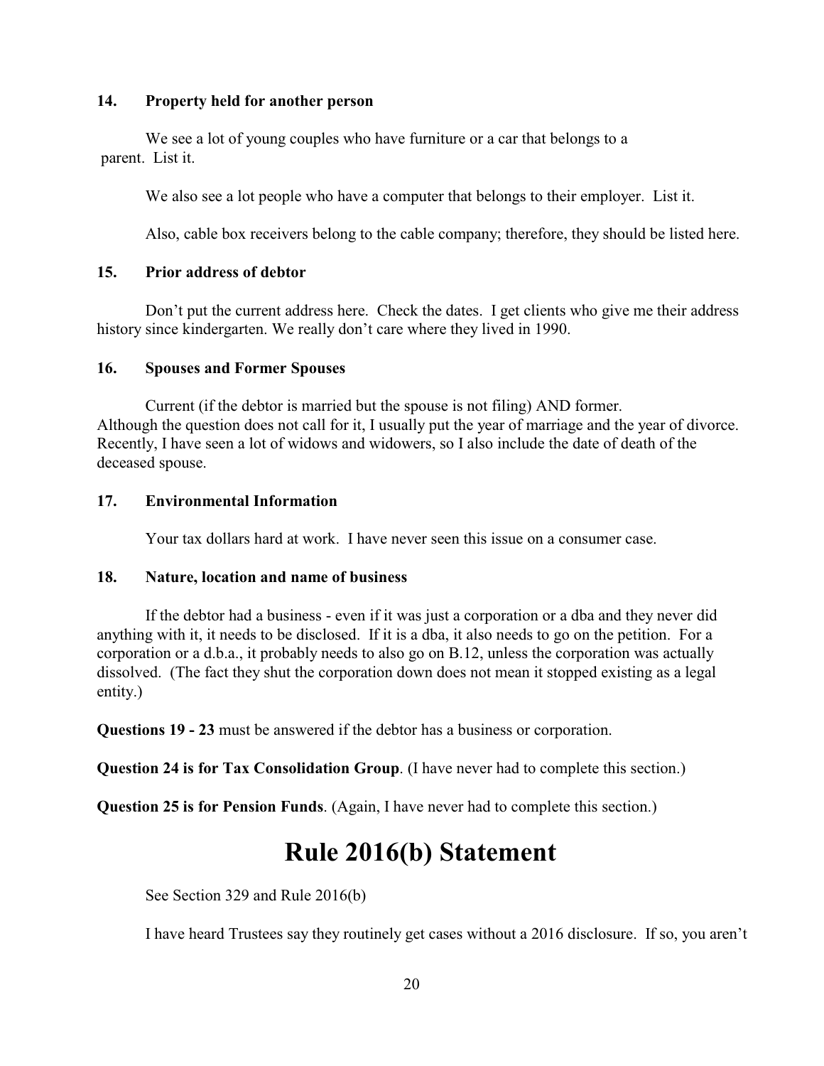### 14. Property held for another person

We see a lot of young couples who have furniture or a car that belongs to a parent. List it.

We also see a lot people who have a computer that belongs to their employer. List it.

Also, cable box receivers belong to the cable company; therefore, they should be listed here.

### 15. Prior address of debtor

Don't put the current address here. Check the dates. I get clients who give me their address history since kindergarten. We really don't care where they lived in 1990.

### 16. Spouses and Former Spouses

Current (if the debtor is married but the spouse is not filing) AND former. Although the question does not call for it, I usually put the year of marriage and the year of divorce. Recently, I have seen a lot of widows and widowers, so I also include the date of death of the deceased spouse.

### 17. Environmental Information

Your tax dollars hard at work. I have never seen this issue on a consumer case.

### 18. Nature, location and name of business

If the debtor had a business - even if it was just a corporation or a dba and they never did anything with it, it needs to be disclosed. If it is a dba, it also needs to go on the petition. For a corporation or a d.b.a., it probably needs to also go on B.12, unless the corporation was actually dissolved. (The fact they shut the corporation down does not mean it stopped existing as a legal entity.)

**Questions 19 - 23** must be answered if the debtor has a business or corporation.

**Question 24 is for Tax Consolidation Group**. (I have never had to complete this section.)

**Question 25 is for Pension Funds**. (Again, I have never had to complete this section.)

# Rule 2016(b) Statement

See Section 329 and Rule 2016(b)

I have heard Trustees say they routinely get cases without a 2016 disclosure. If so, you aren't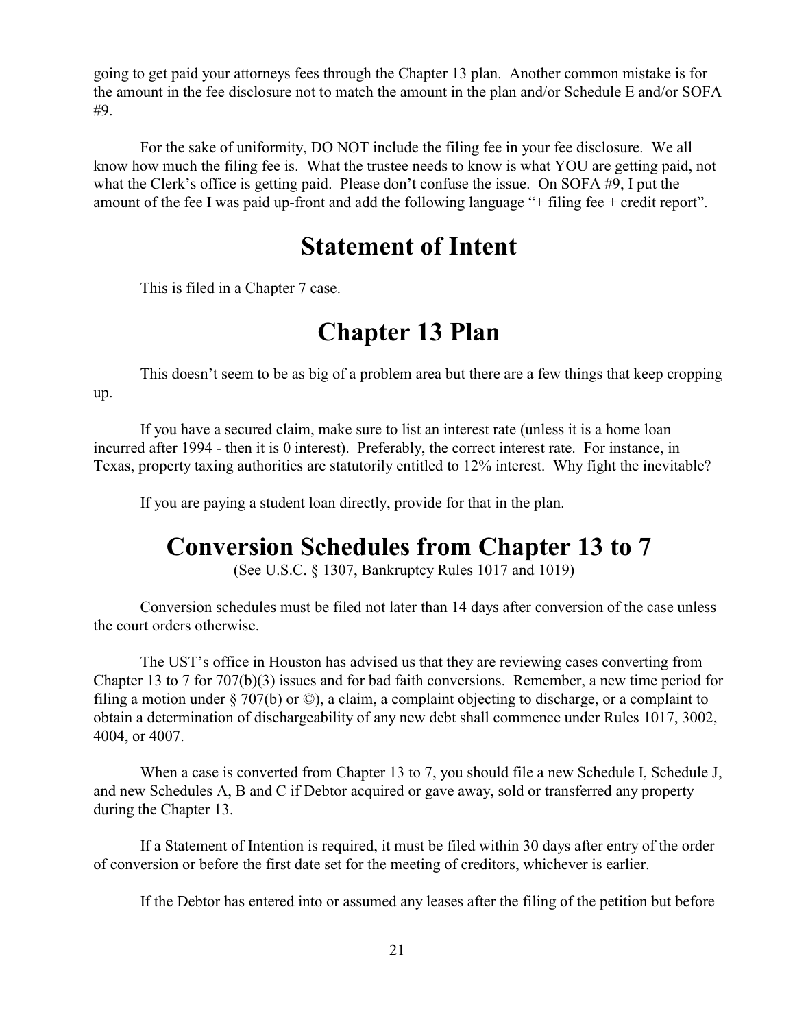going to get paid your attorneys fees through the Chapter 13 plan. Another common mistake is for the amount in the fee disclosure not to match the amount in the plan and/or Schedule E and/or SOFA #9.

For the sake of uniformity, DO NOT include the filing fee in your fee disclosure. We all know how much the filing fee is. What the trustee needs to know is what YOU are getting paid, not what the Clerk's office is getting paid. Please don't confuse the issue. On SOFA #9, I put the amount of the fee I was paid up-front and add the following language "+ filing fee + credit report".

# Statement of Intent

This is filed in a Chapter 7 case.

# Chapter 13 Plan

This doesn't seem to be as big of a problem area but there are a few things that keep cropping up.

If you have a secured claim, make sure to list an interest rate (unless it is a home loan incurred after 1994 - then it is 0 interest). Preferably, the correct interest rate. For instance, in Texas, property taxing authorities are statutorily entitled to 12% interest. Why fight the inevitable?

If you are paying a student loan directly, provide for that in the plan.

# Conversion Schedules from Chapter 13 to 7

(See U.S.C. § 1307, Bankruptcy Rules 1017 and 1019)

Conversion schedules must be filed not later than 14 days after conversion of the case unless the court orders otherwise.

The UST's office in Houston has advised us that they are reviewing cases converting from Chapter 13 to 7 for 707(b)(3) issues and for bad faith conversions. Remember, a new time period for filing a motion under § 707(b) or ©), a claim, a complaint objecting to discharge, or a complaint to obtain a determination of dischargeability of any new debt shall commence under Rules 1017, 3002, 4004, or 4007.

When a case is converted from Chapter 13 to 7, you should file a new Schedule I, Schedule J, and new Schedules A, B and C if Debtor acquired or gave away, sold or transferred any property during the Chapter 13.

If a Statement of Intention is required, it must be filed within 30 days after entry of the order of conversion or before the first date set for the meeting of creditors, whichever is earlier.

If the Debtor has entered into or assumed any leases after the filing of the petition but before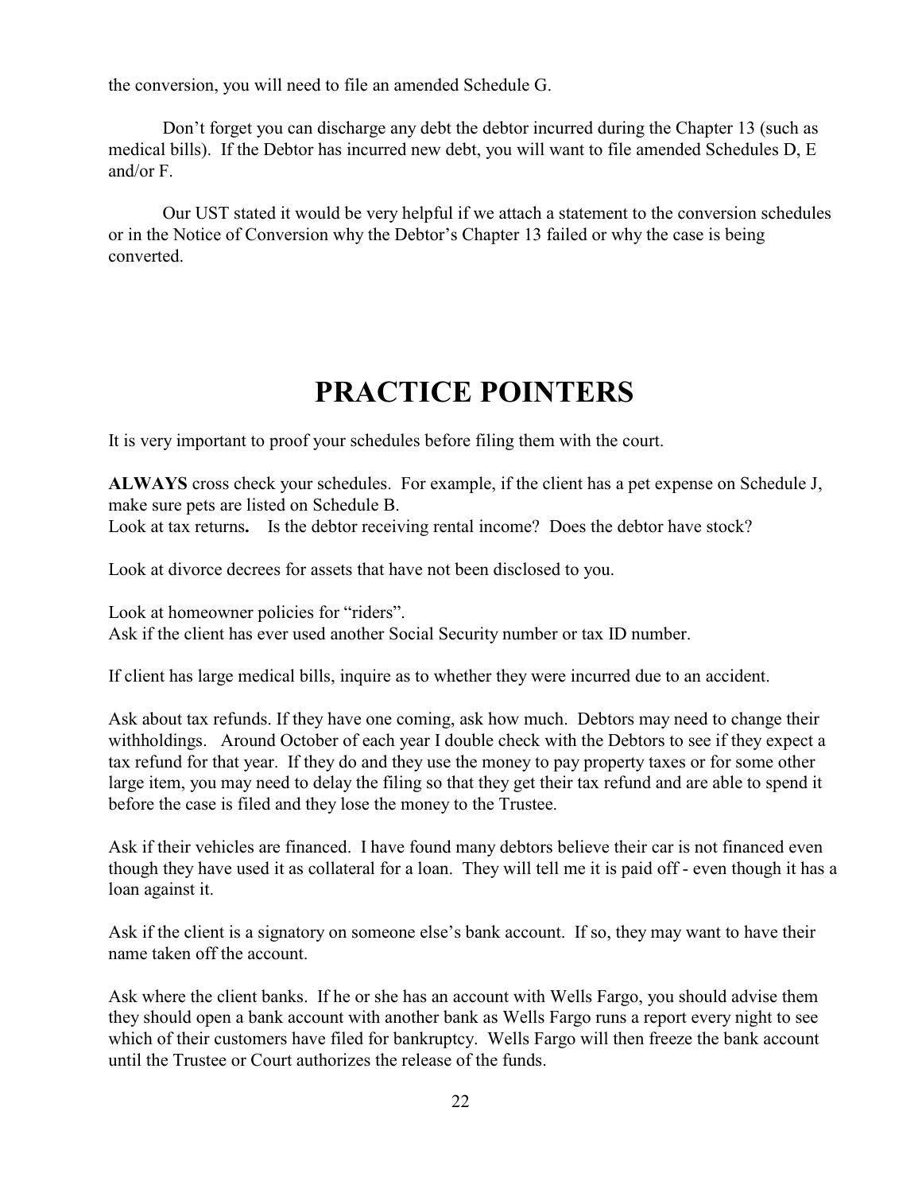the conversion, you will need to file an amended Schedule G.

Don't forget you can discharge any debt the debtor incurred during the Chapter 13 (such as medical bills). If the Debtor has incurred new debt, you will want to file amended Schedules D, E and/or F.

Our UST stated it would be very helpful if we attach a statement to the conversion schedules or in the Notice of Conversion why the Debtor's Chapter 13 failed or why the case is being converted.

# PRACTICE POINTERS

It is very important to proof your schedules before filing them with the court.

**ALWAYS** cross check your schedules. For example, if the client has a pet expense on Schedule J, make sure pets are listed on Schedule B.
Look at tax returns**.** Is the debtor receiving rental income? Does the debtor have stock?

Look at divorce decrees for assets that have not been disclosed to you.

Look at homeowner policies for "riders".
Ask if the client has ever used another Social Security number or tax ID number.

If client has large medical bills, inquire as to whether they were incurred due to an accident.

Ask about tax refunds. If they have one coming, ask how much. Debtors may need to change their withholdings. Around October of each year I double check with the Debtors to see if they expect a tax refund for that year. If they do and they use the money to pay property taxes or for some other large item, you may need to delay the filing so that they get their tax refund and are able to spend it before the case is filed and they lose the money to the Trustee.

Ask if their vehicles are financed. I have found many debtors believe their car is not financed even though they have used it as collateral for a loan. They will tell me it is paid off - even though it has a loan against it.

Ask if the client is a signatory on someone else's bank account. If so, they may want to have their name taken off the account.

Ask where the client banks. If he or she has an account with Wells Fargo, you should advise them they should open a bank account with another bank as Wells Fargo runs a report every night to see which of their customers have filed for bankruptcy. Wells Fargo will then freeze the bank account until the Trustee or Court authorizes the release of the funds.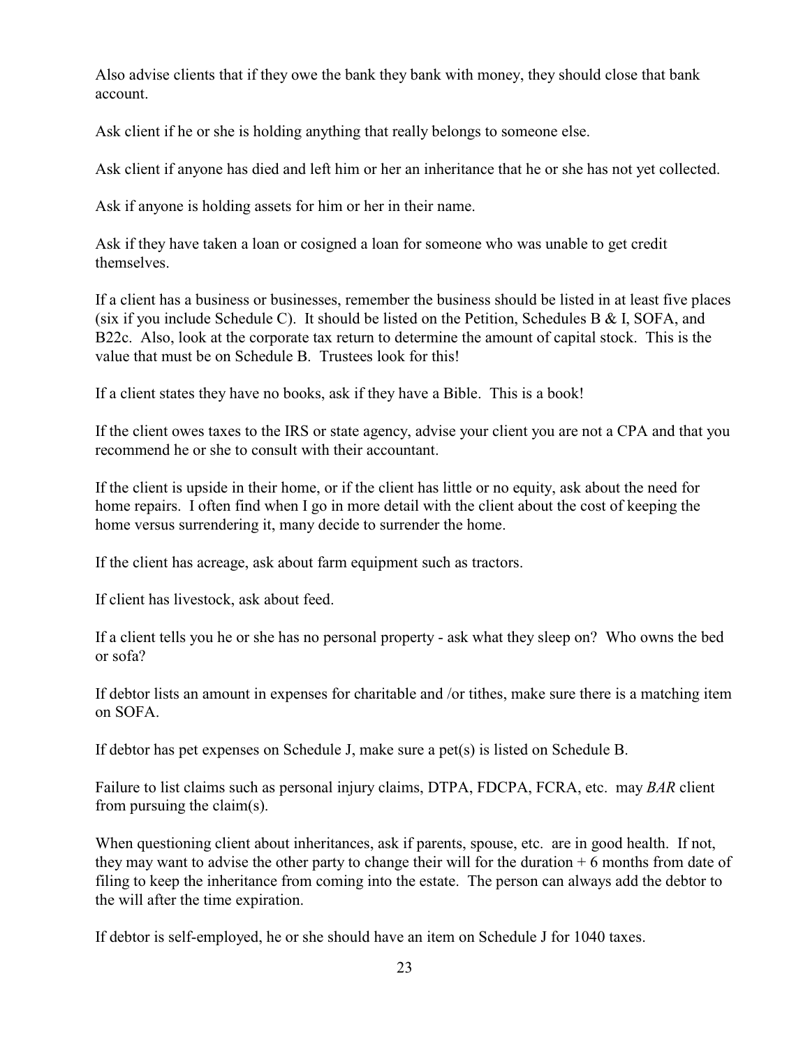Also advise clients that if they owe the bank they bank with money, they should close that bank account.

Ask client if he or she is holding anything that really belongs to someone else.

Ask client if anyone has died and left him or her an inheritance that he or she has not yet collected.

Ask if anyone is holding assets for him or her in their name.

Ask if they have taken a loan or cosigned a loan for someone who was unable to get credit themselves.

If a client has a business or businesses, remember the business should be listed in at least five places (six if you include Schedule C). It should be listed on the Petition, Schedules B & I, SOFA, and B22c. Also, look at the corporate tax return to determine the amount of capital stock. This is the value that must be on Schedule B. Trustees look for this!

If a client states they have no books, ask if they have a Bible. This is a book!

If the client owes taxes to the IRS or state agency, advise your client you are not a CPA and that you recommend he or she to consult with their accountant.

If the client is upside in their home, or if the client has little or no equity, ask about the need for home repairs. I often find when I go in more detail with the client about the cost of keeping the home versus surrendering it, many decide to surrender the home.

If the client has acreage, ask about farm equipment such as tractors.

If client has livestock, ask about feed.

If a client tells you he or she has no personal property - ask what they sleep on? Who owns the bed or sofa?

If debtor lists an amount in expenses for charitable and /or tithes, make sure there is a matching item on SOFA.

If debtor has pet expenses on Schedule J, make sure a pet(s) is listed on Schedule B.

Failure to list claims such as personal injury claims, DTPA, FDCPA, FCRA, etc. may *BAR* client from pursuing the claim(s).

When questioning client about inheritances, ask if parents, spouse, etc. are in good health. If not, they may want to advise the other party to change their will for the duration + 6 months from date of filing to keep the inheritance from coming into the estate. The person can always add the debtor to the will after the time expiration.

If debtor is self-employed, he or she should have an item on Schedule J for 1040 taxes.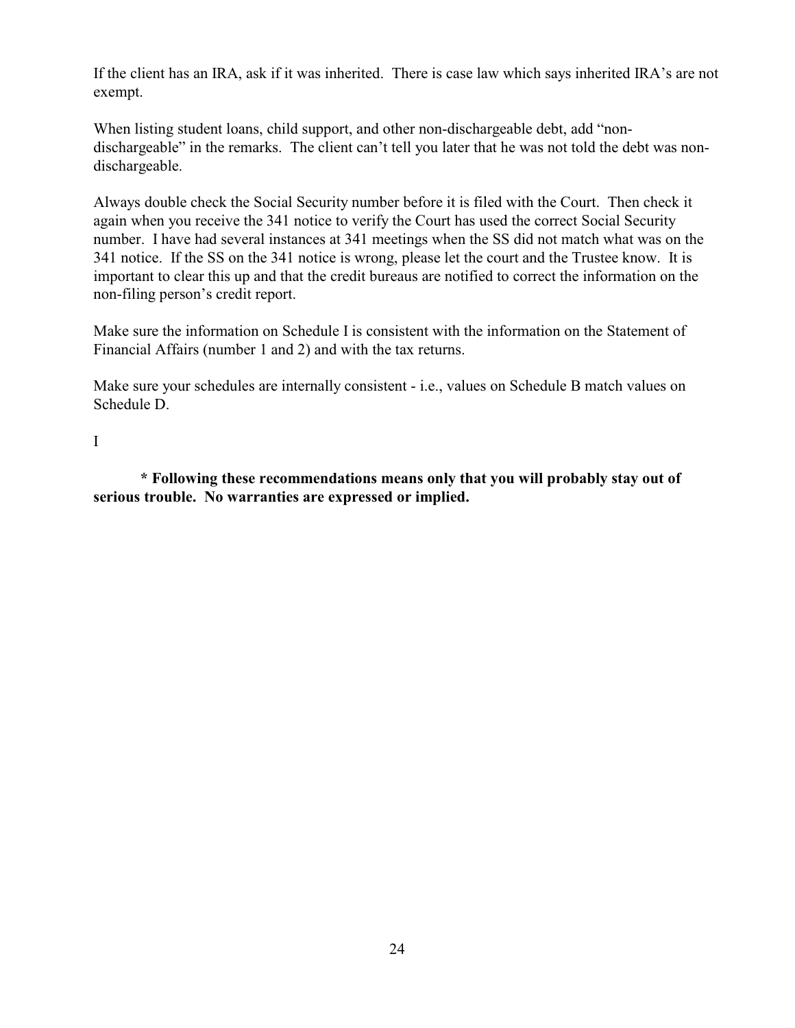If the client has an IRA, ask if it was inherited. There is case law which says inherited IRA's are not exempt.

When listing student loans, child support, and other non-dischargeable debt, add "non-dischargeable" in the remarks. The client can't tell you later that he was not told the debt was non-dischargeable.

Always double check the Social Security number before it is filed with the Court. Then check it again when you receive the 341 notice to verify the Court has used the correct Social Security number. I have had several instances at 341 meetings when the SS did not match what was on the 341 notice. If the SS on the 341 notice is wrong, please let the court and the Trustee know. It is important to clear this up and that the credit bureaus are notified to correct the information on the non-filing person's credit report.

Make sure the information on Schedule I is consistent with the information on the Statement of Financial Affairs (number 1 and 2) and with the tax returns.

Make sure your schedules are internally consistent - i.e., values on Schedule B match values on Schedule D.

I

**\* Following these recommendations means only that you will probably stay out of serious trouble. No warranties are expressed or implied.**